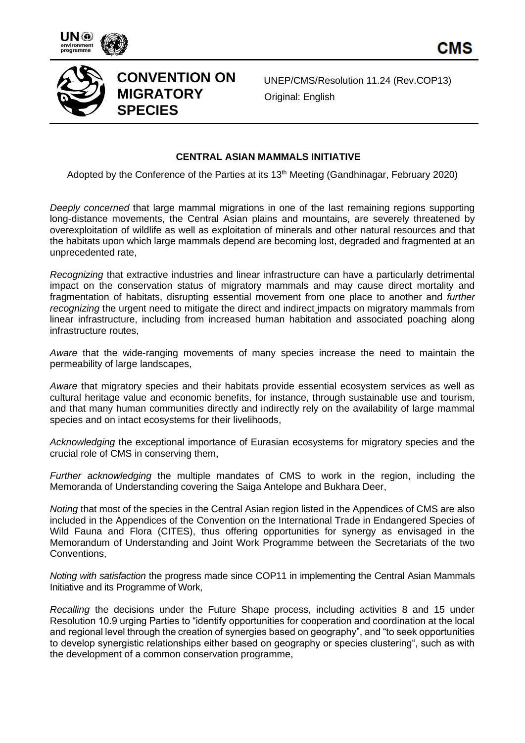**CONVENTION ON MIGRATORY SPECIES**

UNEP/CMS/Resolution 11.24 (Rev.COP13)
Original: English

# CENTRAL ASIAN MAMMALS INITIATIVE

Adopted by the Conference of the Parties at its 13th Meeting (Gandhinagar, February 2020)

*Deeply concerned* that large mammal migrations in one of the last remaining regions supporting long-distance movements, the Central Asian plains and mountains, are severely threatened by overexploitation of wildlife as well as exploitation of minerals and other natural resources and that the habitats upon which large mammals depend are becoming lost, degraded and fragmented at an unprecedented rate,

*Recognizing* that extractive industries and linear infrastructure can have a particularly detrimental impact on the conservation status of migratory mammals and may cause direct mortality and fragmentation of habitats, disrupting essential movement from one place to another and *further recognizing* the urgent need to mitigate the direct and indirect impacts on migratory mammals from linear infrastructure, including from increased human habitation and associated poaching along infrastructure routes,

*Aware* that the wide-ranging movements of many species increase the need to maintain the permeability of large landscapes,

*Aware* that migratory species and their habitats provide essential ecosystem services as well as cultural heritage value and economic benefits, for instance, through sustainable use and tourism, and that many human communities directly and indirectly rely on the availability of large mammal species and on intact ecosystems for their livelihoods,

*Acknowledging* the exceptional importance of Eurasian ecosystems for migratory species and the crucial role of CMS in conserving them,

*Further acknowledging* the multiple mandates of CMS to work in the region, including the Memoranda of Understanding covering the Saiga Antelope and Bukhara Deer,

*Noting* that most of the species in the Central Asian region listed in the Appendices of CMS are also included in the Appendices of the Convention on the International Trade in Endangered Species of Wild Fauna and Flora (CITES), thus offering opportunities for synergy as envisaged in the Memorandum of Understanding and Joint Work Programme between the Secretariats of the two Conventions,

*Noting with satisfaction* the progress made since COP11 in implementing the Central Asian Mammals Initiative and its Programme of Work,

*Recalling* the decisions under the Future Shape process, including activities 8 and 15 under Resolution 10.9 urging Parties to "identify opportunities for cooperation and coordination at the local and regional level through the creation of synergies based on geography", and "to seek opportunities to develop synergistic relationships either based on geography or species clustering", such as with the development of a common conservation programme,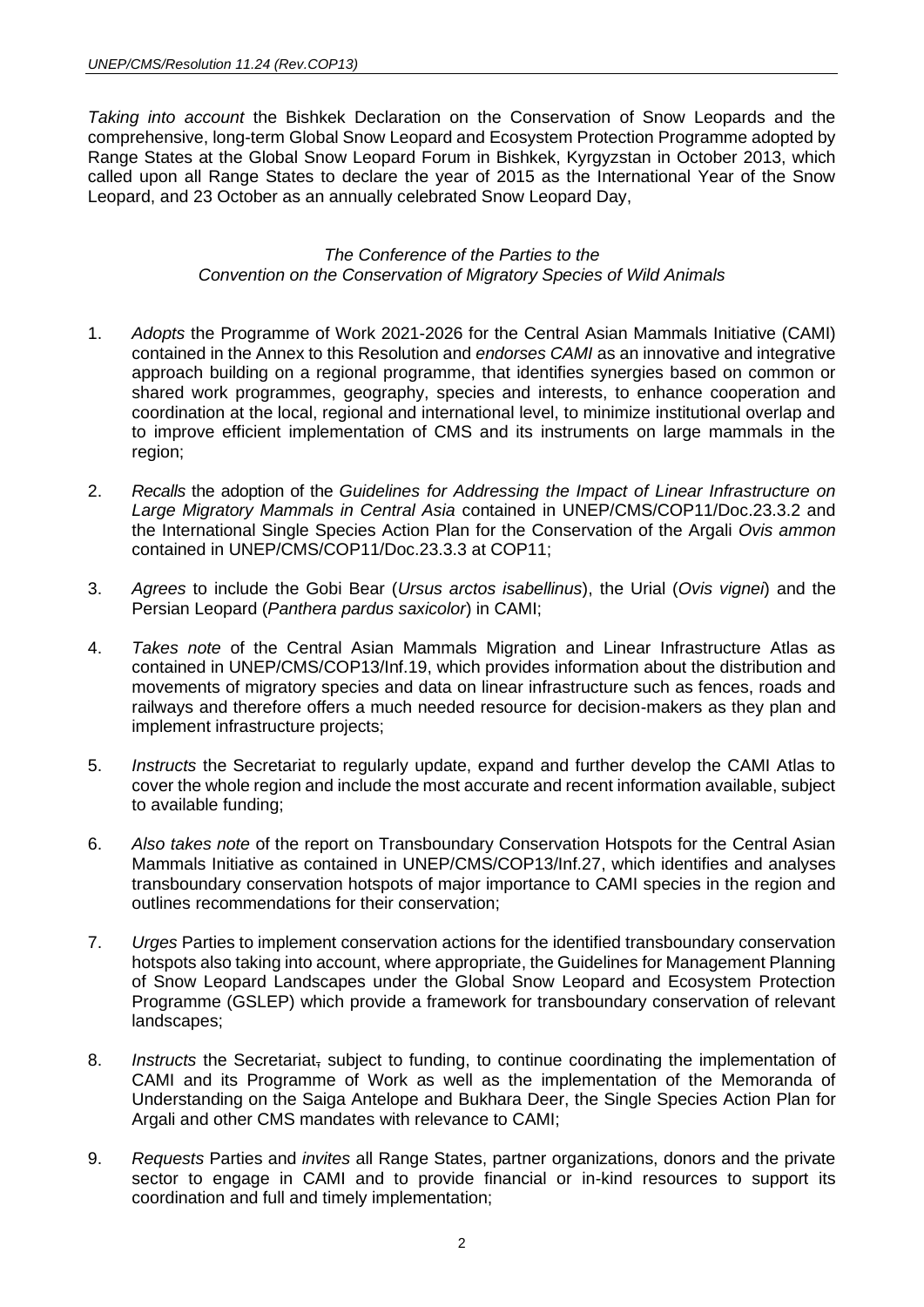*Taking into account* the Bishkek Declaration on the Conservation of Snow Leopards and the comprehensive, long-term Global Snow Leopard and Ecosystem Protection Programme adopted by Range States at the Global Snow Leopard Forum in Bishkek, Kyrgyzstan in October 2013, which called upon all Range States to declare the year of 2015 as the International Year of the Snow Leopard, and 23 October as an annually celebrated Snow Leopard Day,

*The Conference of the Parties to the*
*Convention on the Conservation of Migratory Species of Wild Animals*

1. *Adopts* the Programme of Work 2021-2026 for the Central Asian Mammals Initiative (CAMI) contained in the Annex to this Resolution and *endorses CAMI* as an innovative and integrative approach building on a regional programme, that identifies synergies based on common or shared work programmes, geography, species and interests, to enhance cooperation and coordination at the local, regional and international level, to minimize institutional overlap and to improve efficient implementation of CMS and its instruments on large mammals in the region;

2. *Recalls* the adoption of the *Guidelines for Addressing the Impact of Linear Infrastructure on Large Migratory Mammals in Central Asia* contained in UNEP/CMS/COP11/Doc.23.3.2 and the International Single Species Action Plan for the Conservation of the Argali *Ovis ammon* contained in UNEP/CMS/COP11/Doc.23.3.3 at COP11;

3. *Agrees* to include the Gobi Bear (*Ursus arctos isabellinus*), the Urial (*Ovis vignei*) and the Persian Leopard (*Panthera pardus saxicolor*) in CAMI;

4. *Takes note* of the Central Asian Mammals Migration and Linear Infrastructure Atlas as contained in UNEP/CMS/COP13/Inf.19, which provides information about the distribution and movements of migratory species and data on linear infrastructure such as fences, roads and railways and therefore offers a much needed resource for decision-makers as they plan and implement infrastructure projects;

5. *Instructs* the Secretariat to regularly update, expand and further develop the CAMI Atlas to cover the whole region and include the most accurate and recent information available, subject to available funding;

6. *Also takes note* of the report on Transboundary Conservation Hotspots for the Central Asian Mammals Initiative as contained in UNEP/CMS/COP13/Inf.27, which identifies and analyses transboundary conservation hotspots of major importance to CAMI species in the region and outlines recommendations for their conservation;

7. *Urges* Parties to implement conservation actions for the identified transboundary conservation hotspots also taking into account, where appropriate, the Guidelines for Management Planning of Snow Leopard Landscapes under the Global Snow Leopard and Ecosystem Protection Programme (GSLEP) which provide a framework for transboundary conservation of relevant landscapes;

8. *Instructs* the Secretariat~~,~~ subject to funding, to continue coordinating the implementation of CAMI and its Programme of Work as well as the implementation of the Memoranda of Understanding on the Saiga Antelope and Bukhara Deer, the Single Species Action Plan for Argali and other CMS mandates with relevance to CAMI;

9. *Requests* Parties and *invites* all Range States, partner organizations, donors and the private sector to engage in CAMI and to provide financial or in-kind resources to support its coordination and full and timely implementation;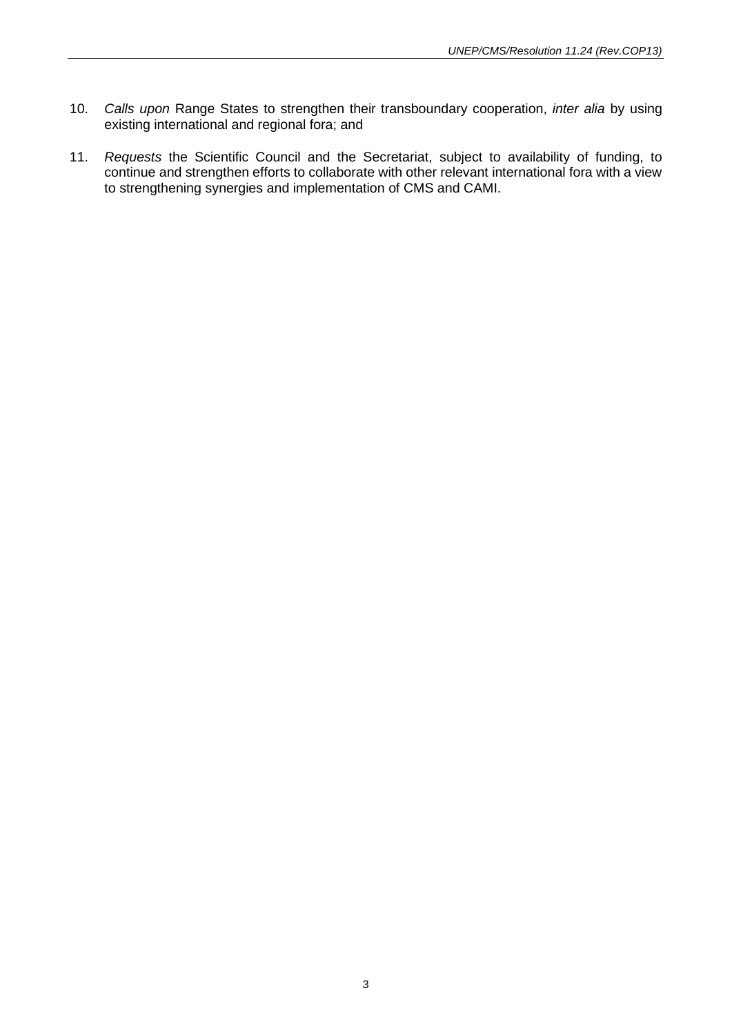10. *Calls upon* Range States to strengthen their transboundary cooperation, *inter alia* by using existing international and regional fora; and

11. *Requests* the Scientific Council and the Secretariat, subject to availability of funding, to continue and strengthen efforts to collaborate with other relevant international fora with a view to strengthening synergies and implementation of CMS and CAMI.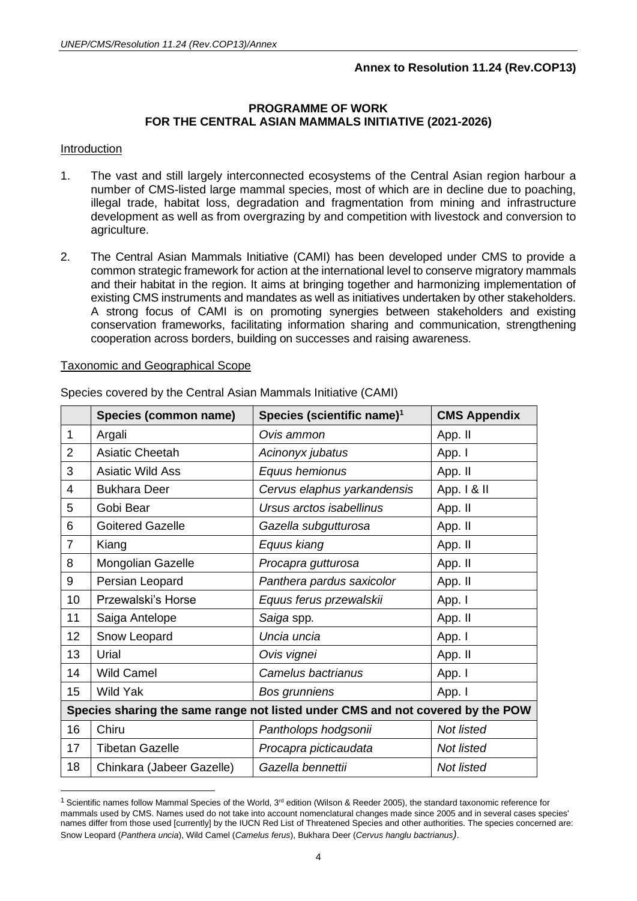**Annex to Resolution 11.24 (Rev.COP13)**

## PROGRAMME OF WORK FOR THE CENTRAL ASIAN MAMMALS INITIATIVE (2021-2026)

### Introduction

1. The vast and still largely interconnected ecosystems of the Central Asian region harbour a number of CMS-listed large mammal species, most of which are in decline due to poaching, illegal trade, habitat loss, degradation and fragmentation from mining and infrastructure development as well as from overgrazing by and competition with livestock and conversion to agriculture.

2. The Central Asian Mammals Initiative (CAMI) has been developed under CMS to provide a common strategic framework for action at the international level to conserve migratory mammals and their habitat in the region. It aims at bringing together and harmonizing implementation of existing CMS instruments and mandates as well as initiatives undertaken by other stakeholders. A strong focus of CAMI is on promoting synergies between stakeholders and existing conservation frameworks, facilitating information sharing and communication, strengthening cooperation across borders, building on successes and raising awareness.

### Taxonomic and Geographical Scope

Species covered by the Central Asian Mammals Initiative (CAMI)

| | Species (common name) | Species (scientific name)[1] | CMS Appendix |
|---|---|---|---|
| 1 | Argali | *Ovis ammon* | App. II |
| 2 | Asiatic Cheetah | *Acinonyx jubatus* | App. I |
| 3 | Asiatic Wild Ass | *Equus hemionus* | App. II |
| 4 | Bukhara Deer | *Cervus elaphus yarkandensis* | App. I & II |
| 5 | Gobi Bear | *Ursus arctos isabellinus* | App. II |
| 6 | Goitered Gazelle | *Gazella subgutturosa* | App. II |
| 7 | Kiang | *Equus kiang* | App. II |
| 8 | Mongolian Gazelle | *Procapra gutturosa* | App. II |
| 9 | Persian Leopard | *Panthera pardus saxicolor* | App. II |
| 10 | Przewalski's Horse | *Equus ferus przewalskii* | App. I |
| 11 | Saiga Antelope | *Saiga* spp. | App. II |
| 12 | Snow Leopard | *Uncia uncia* | App. I |
| 13 | Urial | *Ovis vignei* | App. II |
| 14 | Wild Camel | *Camelus bactrianus* | App. I |
| 15 | Wild Yak | *Bos grunniens* | App. I |
| **Species sharing the same range not listed under CMS and not covered by the POW** | | | |
| 16 | Chiru | *Pantholops hodgsonii* | *Not listed* |
| 17 | Tibetan Gazelle | *Procapra picticaudata* | *Not listed* |
| 18 | Chinkara (Jabeer Gazelle) | *Gazella bennettii* | *Not listed* |

[1] Scientific names follow Mammal Species of the World, 3rd edition (Wilson & Reeder 2005), the standard taxonomic reference for mammals used by CMS. Names used do not take into account nomenclatural changes made since 2005 and in several cases species' names differ from those used [currently] by the IUCN Red List of Threatened Species and other authorities. The species concerned are: Snow Leopard (*Panthera uncia*), Wild Camel (*Camelus ferus*), Bukhara Deer (*Cervus hanglu bactrianus*).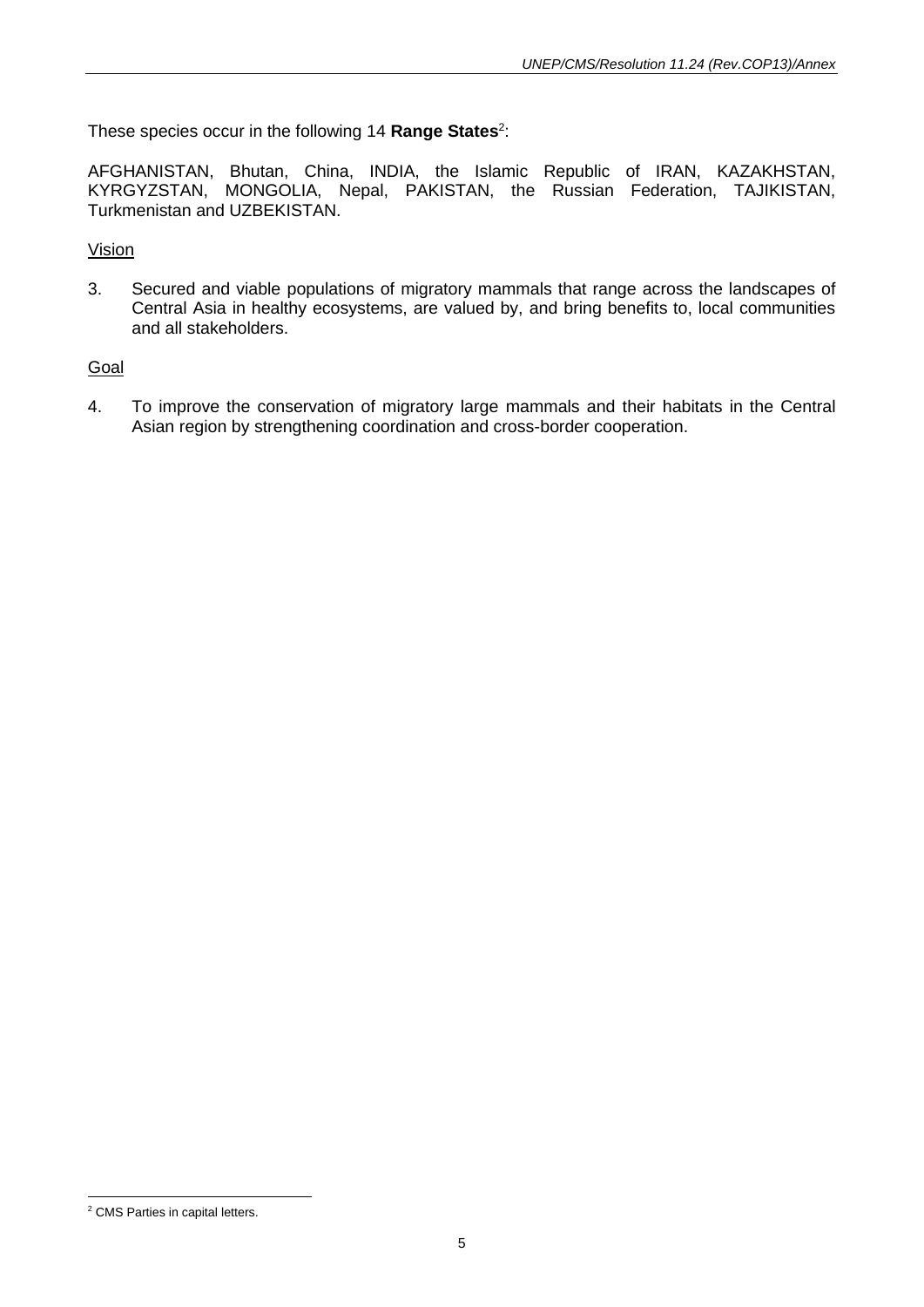These species occur in the following 14 **Range States**[2]:

AFGHANISTAN, Bhutan, China, INDIA, the Islamic Republic of IRAN, KAZAKHSTAN, KYRGYZSTAN, MONGOLIA, Nepal, PAKISTAN, the Russian Federation, TAJIKISTAN, Turkmenistan and UZBEKISTAN.

<u>Vision</u>

3. Secured and viable populations of migratory mammals that range across the landscapes of Central Asia in healthy ecosystems, are valued by, and bring benefits to, local communities and all stakeholders.

<u>Goal</u>

4. To improve the conservation of migratory large mammals and their habitats in the Central Asian region by strengthening coordination and cross-border cooperation.

---

[2] CMS Parties in capital letters.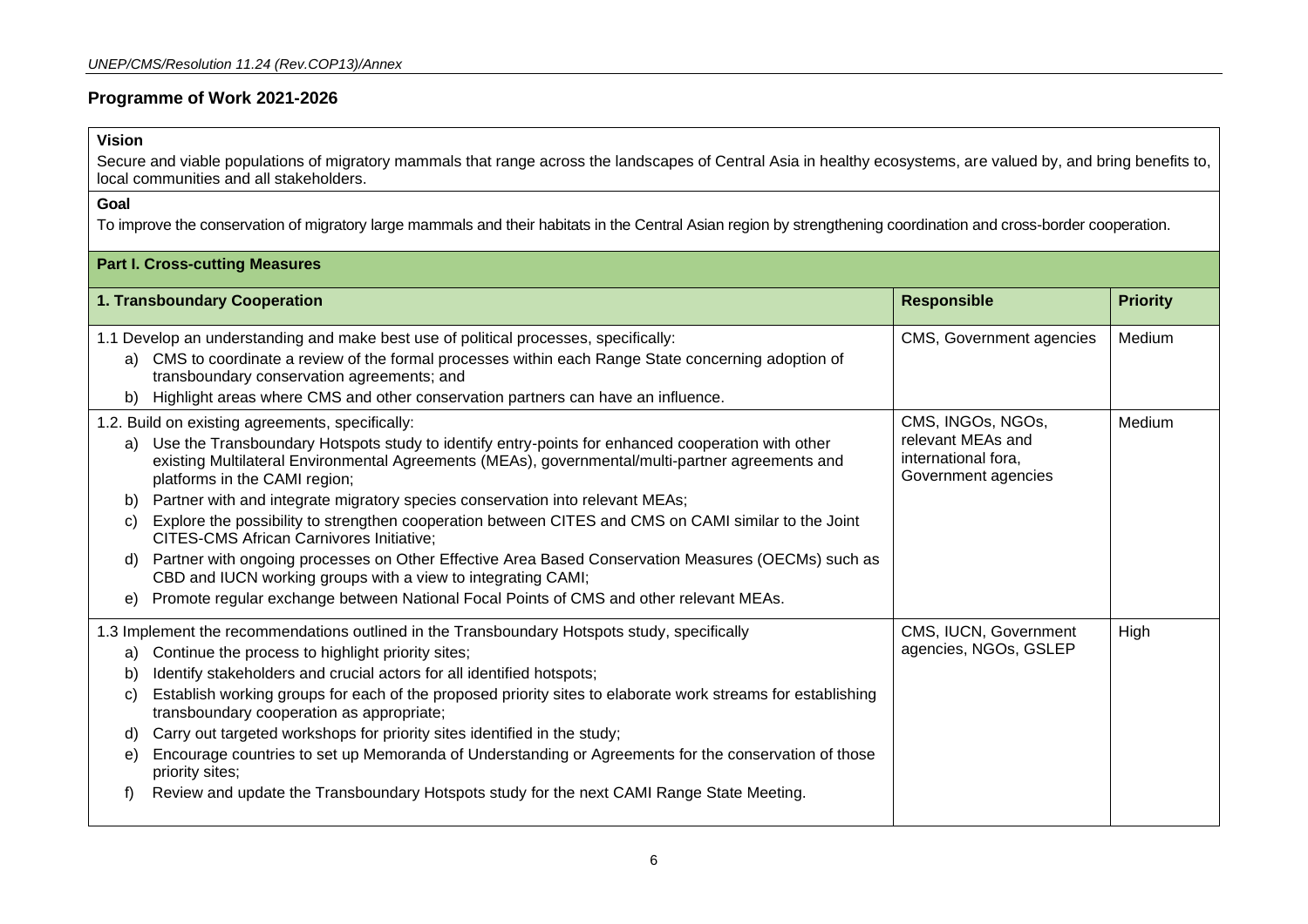## Programme of Work 2021-2026

**Vision**

Secure and viable populations of migratory mammals that range across the landscapes of Central Asia in healthy ecosystems, are valued by, and bring benefits to, local communities and all stakeholders.

**Goal**

To improve the conservation of migratory large mammals and their habitats in the Central Asian region by strengthening coordination and cross-border cooperation.

### Part I. Cross-cutting Measures

| 1. Transboundary Cooperation | Responsible | Priority |
|---|---|---|
| 1.1 Develop an understanding and make best use of political processes, specifically:<br>a) CMS to coordinate a review of the formal processes within each Range State concerning adoption of transboundary conservation agreements; and<br>b) Highlight areas where CMS and other conservation partners can have an influence. | CMS, Government agencies | Medium |
| 1.2. Build on existing agreements, specifically:<br>a) Use the Transboundary Hotspots study to identify entry-points for enhanced cooperation with other existing Multilateral Environmental Agreements (MEAs), governmental/multi-partner agreements and platforms in the CAMI region;<br>b) Partner with and integrate migratory species conservation into relevant MEAs;<br>c) Explore the possibility to strengthen cooperation between CITES and CMS on CAMI similar to the Joint CITES-CMS African Carnivores Initiative;<br>d) Partner with ongoing processes on Other Effective Area Based Conservation Measures (OECMs) such as CBD and IUCN working groups with a view to integrating CAMI;<br>e) Promote regular exchange between National Focal Points of CMS and other relevant MEAs. | CMS, INGOs, NGOs, relevant MEAs and international fora, Government agencies | Medium |
| 1.3 Implement the recommendations outlined in the Transboundary Hotspots study, specifically<br>a) Continue the process to highlight priority sites;<br>b) Identify stakeholders and crucial actors for all identified hotspots;<br>c) Establish working groups for each of the proposed priority sites to elaborate work streams for establishing transboundary cooperation as appropriate;<br>d) Carry out targeted workshops for priority sites identified in the study;<br>e) Encourage countries to set up Memoranda of Understanding or Agreements for the conservation of those priority sites;<br>f) Review and update the Transboundary Hotspots study for the next CAMI Range State Meeting. | CMS, IUCN, Government agencies, NGOs, GSLEP | High |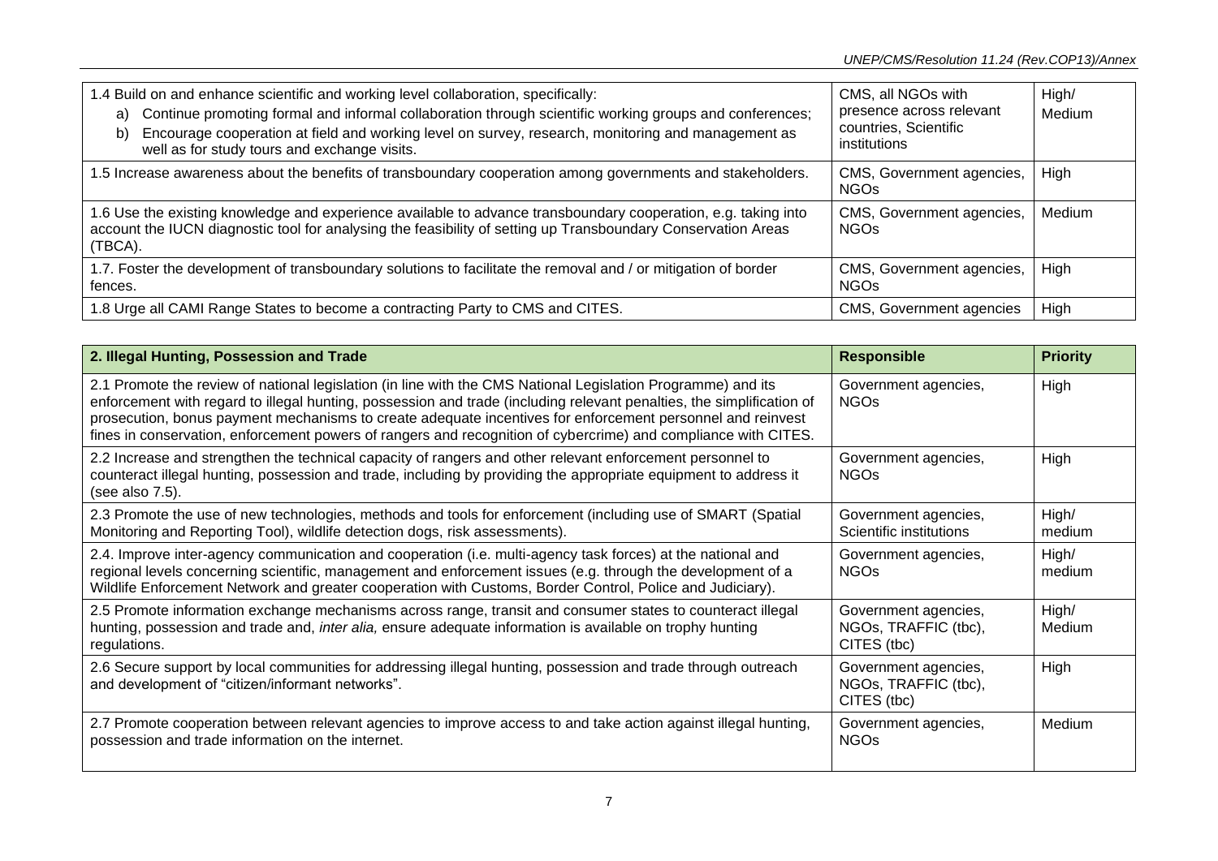| | | |
|---|---|---|
| 1.4 Build on and enhance scientific and working level collaboration, specifically:<br>a) Continue promoting formal and informal collaboration through scientific working groups and conferences;<br>b) Encourage cooperation at field and working level on survey, research, monitoring and management as well as for study tours and exchange visits. | CMS, all NGOs with presence across relevant countries, Scientific institutions | High/ Medium |
| 1.5 Increase awareness about the benefits of transboundary cooperation among governments and stakeholders. | CMS, Government agencies, NGOs | High |
| 1.6 Use the existing knowledge and experience available to advance transboundary cooperation, e.g. taking into account the IUCN diagnostic tool for analysing the feasibility of setting up Transboundary Conservation Areas (TBCA). | CMS, Government agencies, NGOs | Medium |
| 1.7. Foster the development of transboundary solutions to facilitate the removal and / or mitigation of border fences. | CMS, Government agencies, NGOs | High |
| 1.8 Urge all CAMI Range States to become a contracting Party to CMS and CITES. | CMS, Government agencies | High |

| **2. Illegal Hunting, Possession and Trade** | **Responsible** | **Priority** |
|---|---|---|
| 2.1 Promote the review of national legislation (in line with the CMS National Legislation Programme) and its enforcement with regard to illegal hunting, possession and trade (including relevant penalties, the simplification of prosecution, bonus payment mechanisms to create adequate incentives for enforcement personnel and reinvest fines in conservation, enforcement powers of rangers and recognition of cybercrime) and compliance with CITES. | Government agencies, NGOs | High |
| 2.2 Increase and strengthen the technical capacity of rangers and other relevant enforcement personnel to counteract illegal hunting, possession and trade, including by providing the appropriate equipment to address it (see also 7.5). | Government agencies, NGOs | High |
| 2.3 Promote the use of new technologies, methods and tools for enforcement (including use of SMART (Spatial Monitoring and Reporting Tool), wildlife detection dogs, risk assessments). | Government agencies, Scientific institutions | High/ medium |
| 2.4. Improve inter-agency communication and cooperation (i.e. multi-agency task forces) at the national and regional levels concerning scientific, management and enforcement issues (e.g. through the development of a Wildlife Enforcement Network and greater cooperation with Customs, Border Control, Police and Judiciary). | Government agencies, NGOs | High/ medium |
| 2.5 Promote information exchange mechanisms across range, transit and consumer states to counteract illegal hunting, possession and trade and, *inter alia,* ensure adequate information is available on trophy hunting regulations. | Government agencies, NGOs, TRAFFIC (tbc), CITES (tbc) | High/ Medium |
| 2.6 Secure support by local communities for addressing illegal hunting, possession and trade through outreach and development of "citizen/informant networks". | Government agencies, NGOs, TRAFFIC (tbc), CITES (tbc) | High |
| 2.7 Promote cooperation between relevant agencies to improve access to and take action against illegal hunting, possession and trade information on the internet. | Government agencies, NGOs | Medium |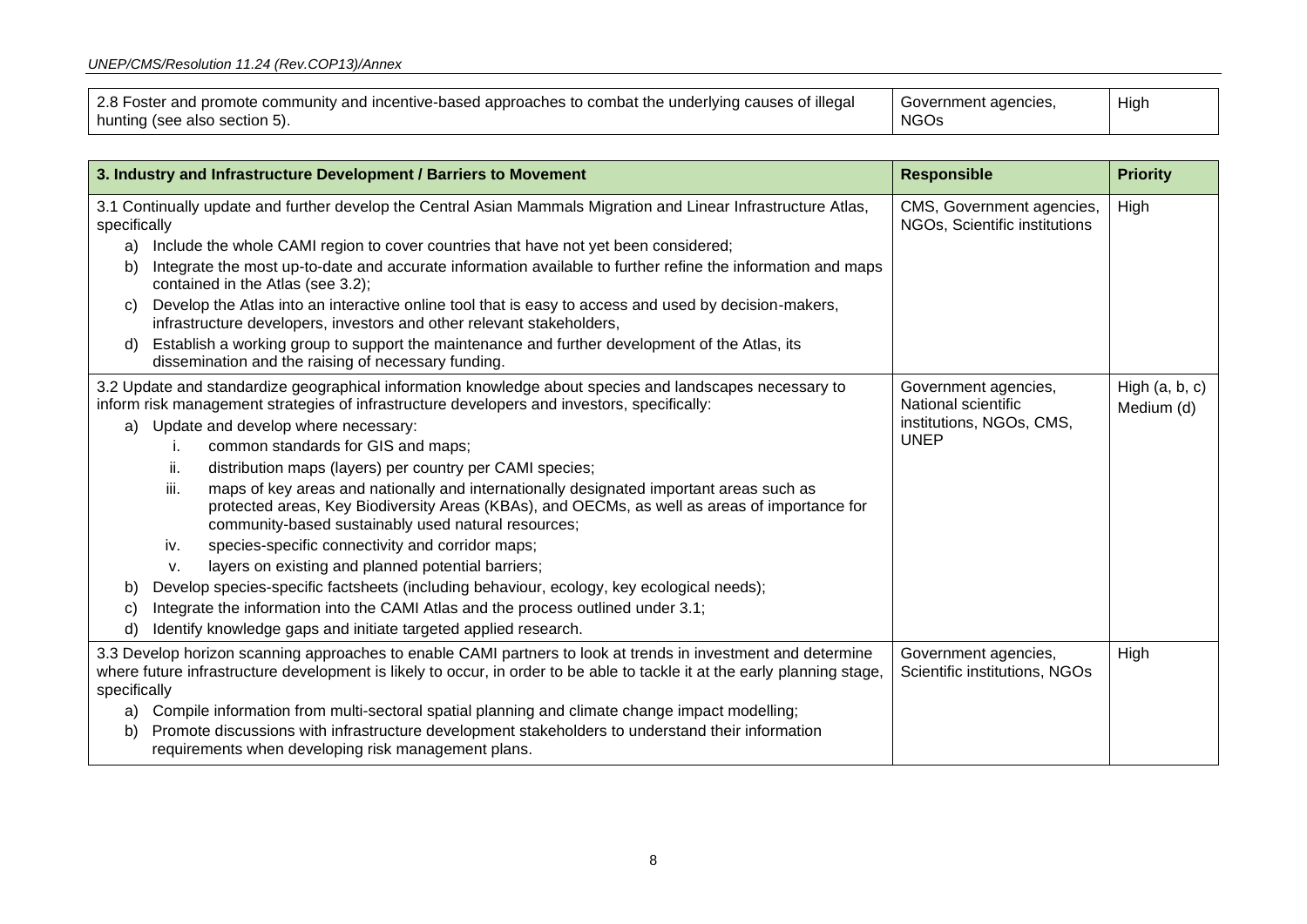| 2.8 Foster and promote community and incentive-based approaches to combat the underlying causes of illegal hunting (see also section 5). | Government agencies, NGOs | High |
|---|---|---|

| **3. Industry and Infrastructure Development / Barriers to Movement** | **Responsible** | **Priority** |
|---|---|---|
| 3.1 Continually update and further develop the Central Asian Mammals Migration and Linear Infrastructure Atlas, specifically<br>a) Include the whole CAMI region to cover countries that have not yet been considered;<br>b) Integrate the most up-to-date and accurate information available to further refine the information and maps contained in the Atlas (see 3.2);<br>c) Develop the Atlas into an interactive online tool that is easy to access and used by decision-makers, infrastructure developers, investors and other relevant stakeholders,<br>d) Establish a working group to support the maintenance and further development of the Atlas, its dissemination and the raising of necessary funding. | CMS, Government agencies, NGOs, Scientific institutions | High |
| 3.2 Update and standardize geographical information knowledge about species and landscapes necessary to inform risk management strategies of infrastructure developers and investors, specifically:<br>a) Update and develop where necessary:<br>i. common standards for GIS and maps;<br>ii. distribution maps (layers) per country per CAMI species;<br>iii. maps of key areas and nationally and internationally designated important areas such as protected areas, Key Biodiversity Areas (KBAs), and OECMs, as well as areas of importance for community-based sustainably used natural resources;<br>iv. species-specific connectivity and corridor maps;<br>v. layers on existing and planned potential barriers;<br>b) Develop species-specific factsheets (including behaviour, ecology, key ecological needs);<br>c) Integrate the information into the CAMI Atlas and the process outlined under 3.1;<br>d) Identify knowledge gaps and initiate targeted applied research. | Government agencies, National scientific institutions, NGOs, CMS, UNEP | High (a, b, c)<br>Medium (d) |
| 3.3 Develop horizon scanning approaches to enable CAMI partners to look at trends in investment and determine where future infrastructure development is likely to occur, in order to be able to tackle it at the early planning stage, specifically<br>a) Compile information from multi-sectoral spatial planning and climate change impact modelling;<br>b) Promote discussions with infrastructure development stakeholders to understand their information requirements when developing risk management plans. | Government agencies, Scientific institutions, NGOs | High |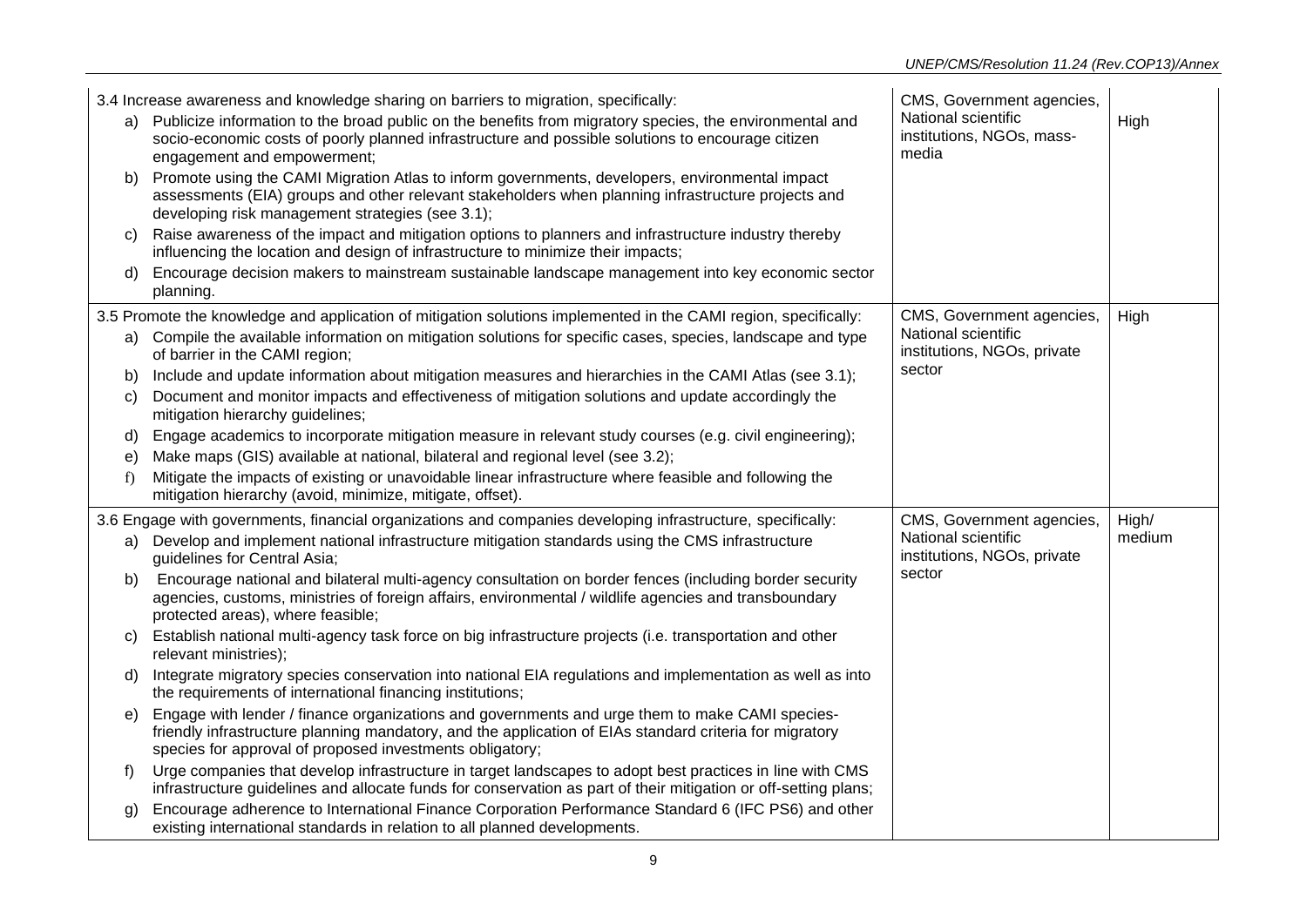| | | |
|---|---|---|
| 3.4 Increase awareness and knowledge sharing on barriers to migration, specifically:<br>a) Publicize information to the broad public on the benefits from migratory species, the environmental and socio-economic costs of poorly planned infrastructure and possible solutions to encourage citizen engagement and empowerment;<br>b) Promote using the CAMI Migration Atlas to inform governments, developers, environmental impact assessments (EIA) groups and other relevant stakeholders when planning infrastructure projects and developing risk management strategies (see 3.1);<br>c) Raise awareness of the impact and mitigation options to planners and infrastructure industry thereby influencing the location and design of infrastructure to minimize their impacts;<br>d) Encourage decision makers to mainstream sustainable landscape management into key economic sector planning. | CMS, Government agencies, National scientific institutions, NGOs, mass-media | High |
| 3.5 Promote the knowledge and application of mitigation solutions implemented in the CAMI region, specifically:<br>a) Compile the available information on mitigation solutions for specific cases, species, landscape and type of barrier in the CAMI region;<br>b) Include and update information about mitigation measures and hierarchies in the CAMI Atlas (see 3.1);<br>c) Document and monitor impacts and effectiveness of mitigation solutions and update accordingly the mitigation hierarchy guidelines;<br>d) Engage academics to incorporate mitigation measure in relevant study courses (e.g. civil engineering);<br>e) Make maps (GIS) available at national, bilateral and regional level (see 3.2);<br>f) Mitigate the impacts of existing or unavoidable linear infrastructure where feasible and following the mitigation hierarchy (avoid, minimize, mitigate, offset). | CMS, Government agencies, National scientific institutions, NGOs, private sector | High |
| 3.6 Engage with governments, financial organizations and companies developing infrastructure, specifically:<br>a) Develop and implement national infrastructure mitigation standards using the CMS infrastructure guidelines for Central Asia;<br>b) Encourage national and bilateral multi-agency consultation on border fences (including border security agencies, customs, ministries of foreign affairs, environmental / wildlife agencies and transboundary protected areas), where feasible;<br>c) Establish national multi-agency task force on big infrastructure projects (i.e. transportation and other relevant ministries);<br>d) Integrate migratory species conservation into national EIA regulations and implementation as well as into the requirements of international financing institutions;<br>e) Engage with lender / finance organizations and governments and urge them to make CAMI species-friendly infrastructure planning mandatory, and the application of EIAs standard criteria for migratory species for approval of proposed investments obligatory;<br>f) Urge companies that develop infrastructure in target landscapes to adopt best practices in line with CMS infrastructure guidelines and allocate funds for conservation as part of their mitigation or off-setting plans;<br>g) Encourage adherence to International Finance Corporation Performance Standard 6 (IFC PS6) and other existing international standards in relation to all planned developments. | CMS, Government agencies, National scientific institutions, NGOs, private sector | High/ medium |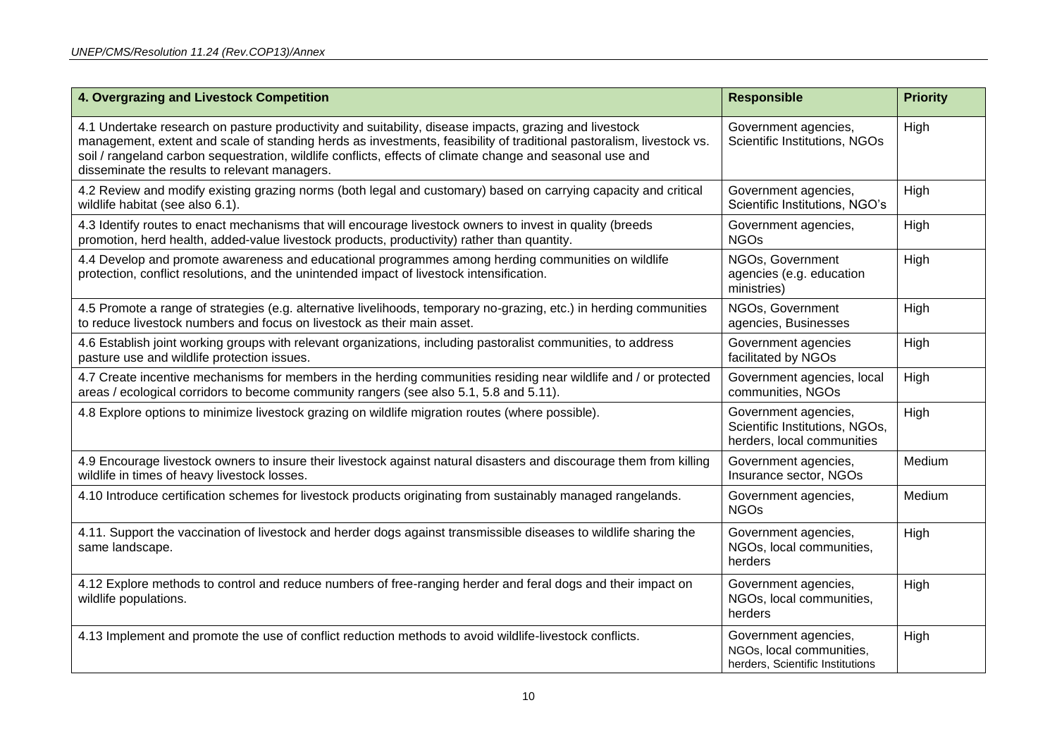| 4. Overgrazing and Livestock Competition | Responsible | Priority |
|---|---|---|
| 4.1 Undertake research on pasture productivity and suitability, disease impacts, grazing and livestock management, extent and scale of standing herds as investments, feasibility of traditional pastoralism, livestock vs. soil / rangeland carbon sequestration, wildlife conflicts, effects of climate change and seasonal use and disseminate the results to relevant managers. | Government agencies, Scientific Institutions, NGOs | High |
| 4.2 Review and modify existing grazing norms (both legal and customary) based on carrying capacity and critical wildlife habitat (see also 6.1). | Government agencies, Scientific Institutions, NGO's | High |
| 4.3 Identify routes to enact mechanisms that will encourage livestock owners to invest in quality (breeds promotion, herd health, added-value livestock products, productivity) rather than quantity. | Government agencies, NGOs | High |
| 4.4 Develop and promote awareness and educational programmes among herding communities on wildlife protection, conflict resolutions, and the unintended impact of livestock intensification. | NGOs, Government agencies (e.g. education ministries) | High |
| 4.5 Promote a range of strategies (e.g. alternative livelihoods, temporary no-grazing, etc.) in herding communities to reduce livestock numbers and focus on livestock as their main asset. | NGOs, Government agencies, Businesses | High |
| 4.6 Establish joint working groups with relevant organizations, including pastoralist communities, to address pasture use and wildlife protection issues. | Government agencies facilitated by NGOs | High |
| 4.7 Create incentive mechanisms for members in the herding communities residing near wildlife and / or protected areas / ecological corridors to become community rangers (see also 5.1, 5.8 and 5.11). | Government agencies, local communities, NGOs | High |
| 4.8 Explore options to minimize livestock grazing on wildlife migration routes (where possible). | Government agencies, Scientific Institutions, NGOs, herders, local communities | High |
| 4.9 Encourage livestock owners to insure their livestock against natural disasters and discourage them from killing wildlife in times of heavy livestock losses. | Government agencies, Insurance sector, NGOs | Medium |
| 4.10 Introduce certification schemes for livestock products originating from sustainably managed rangelands. | Government agencies, NGOs | Medium |
| 4.11. Support the vaccination of livestock and herder dogs against transmissible diseases to wildlife sharing the same landscape. | Government agencies, NGOs, local communities, herders | High |
| 4.12 Explore methods to control and reduce numbers of free-ranging herder and feral dogs and their impact on wildlife populations. | Government agencies, NGOs, local communities, herders | High |
| 4.13 Implement and promote the use of conflict reduction methods to avoid wildlife-livestock conflicts. | Government agencies, NGOs, local communities, herders, Scientific Institutions | High |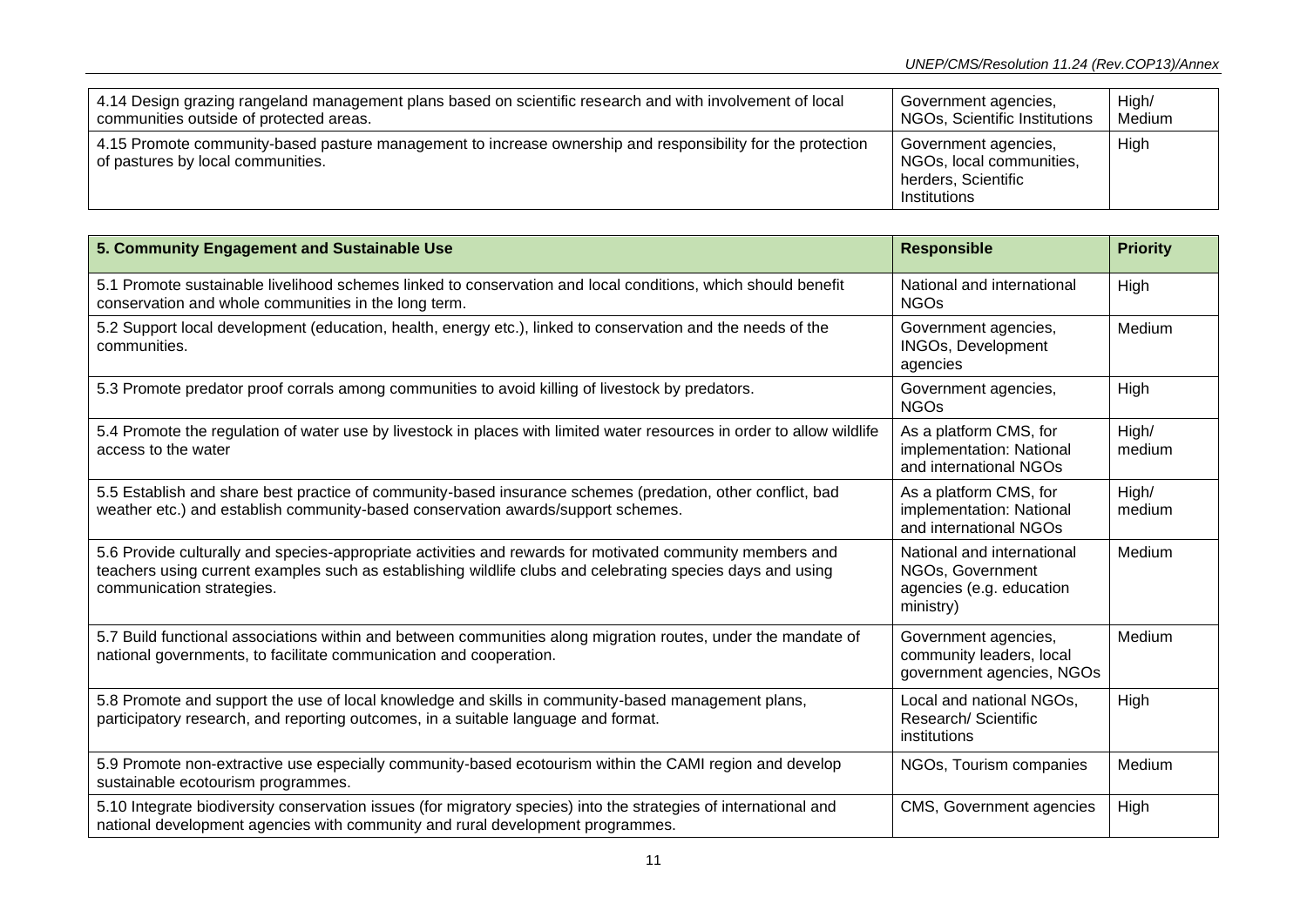| | | |
|---|---|---|
| 4.14 Design grazing rangeland management plans based on scientific research and with involvement of local communities outside of protected areas. | Government agencies, NGOs, Scientific Institutions | High/ Medium |
| 4.15 Promote community-based pasture management to increase ownership and responsibility for the protection of pastures by local communities. | Government agencies, NGOs, local communities, herders, Scientific Institutions | High |

| 5. Community Engagement and Sustainable Use | Responsible | Priority |
|---|---|---|
| 5.1 Promote sustainable livelihood schemes linked to conservation and local conditions, which should benefit conservation and whole communities in the long term. | National and international NGOs | High |
| 5.2 Support local development (education, health, energy etc.), linked to conservation and the needs of the communities. | Government agencies, INGOs, Development agencies | Medium |
| 5.3 Promote predator proof corrals among communities to avoid killing of livestock by predators. | Government agencies, NGOs | High |
| 5.4 Promote the regulation of water use by livestock in places with limited water resources in order to allow wildlife access to the water | As a platform CMS, for implementation: National and international NGOs | High/ medium |
| 5.5 Establish and share best practice of community-based insurance schemes (predation, other conflict, bad weather etc.) and establish community-based conservation awards/support schemes. | As a platform CMS, for implementation: National and international NGOs | High/ medium |
| 5.6 Provide culturally and species-appropriate activities and rewards for motivated community members and teachers using current examples such as establishing wildlife clubs and celebrating species days and using communication strategies. | National and international NGOs, Government agencies (e.g. education ministry) | Medium |
| 5.7 Build functional associations within and between communities along migration routes, under the mandate of national governments, to facilitate communication and cooperation. | Government agencies, community leaders, local government agencies, NGOs | Medium |
| 5.8 Promote and support the use of local knowledge and skills in community-based management plans, participatory research, and reporting outcomes, in a suitable language and format. | Local and national NGOs, Research/ Scientific institutions | High |
| 5.9 Promote non-extractive use especially community-based ecotourism within the CAMI region and develop sustainable ecotourism programmes. | NGOs, Tourism companies | Medium |
| 5.10 Integrate biodiversity conservation issues (for migratory species) into the strategies of international and national development agencies with community and rural development programmes. | CMS, Government agencies | High |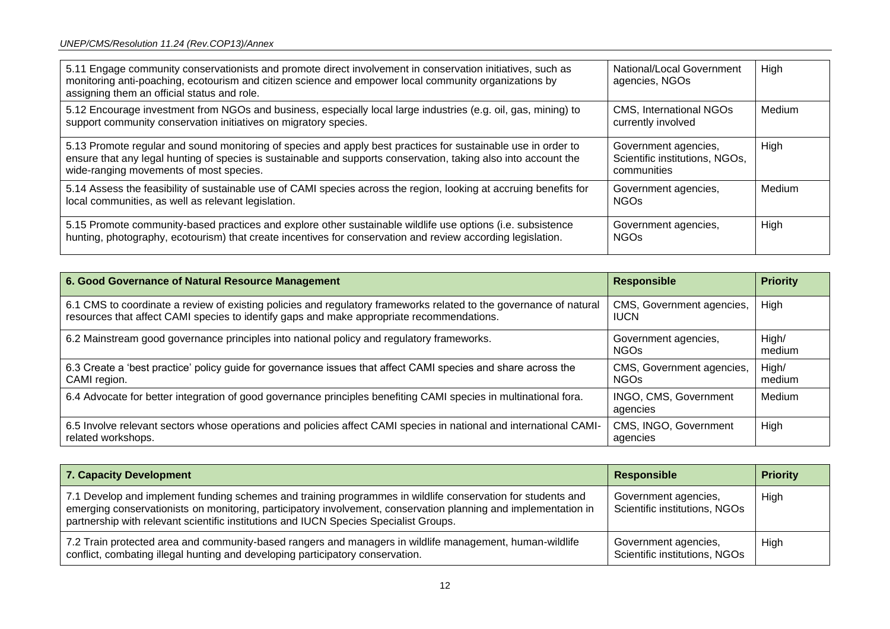| | | |
|---|---|---|
| 5.11 Engage community conservationists and promote direct involvement in conservation initiatives, such as monitoring anti-poaching, ecotourism and citizen science and empower local community organizations by assigning them an official status and role. | National/Local Government agencies, NGOs | High |
| 5.12 Encourage investment from NGOs and business, especially local large industries (e.g. oil, gas, mining) to support community conservation initiatives on migratory species. | CMS, International NGOs currently involved | Medium |
| 5.13 Promote regular and sound monitoring of species and apply best practices for sustainable use in order to ensure that any legal hunting of species is sustainable and supports conservation, taking also into account the wide-ranging movements of most species. | Government agencies, Scientific institutions, NGOs, communities | High |
| 5.14 Assess the feasibility of sustainable use of CAMI species across the region, looking at accruing benefits for local communities, as well as relevant legislation. | Government agencies, NGOs | Medium |
| 5.15 Promote community-based practices and explore other sustainable wildlife use options (i.e. subsistence hunting, photography, ecotourism) that create incentives for conservation and review according legislation. | Government agencies, NGOs | High |

| 6. Good Governance of Natural Resource Management | Responsible | Priority |
|---|---|---|
| 6.1 CMS to coordinate a review of existing policies and regulatory frameworks related to the governance of natural resources that affect CAMI species to identify gaps and make appropriate recommendations. | CMS, Government agencies, IUCN | High |
| 6.2 Mainstream good governance principles into national policy and regulatory frameworks. | Government agencies, NGOs | High/ medium |
| 6.3 Create a 'best practice' policy guide for governance issues that affect CAMI species and share across the CAMI region. | CMS, Government agencies, NGOs | High/ medium |
| 6.4 Advocate for better integration of good governance principles benefiting CAMI species in multinational fora. | INGO, CMS, Government agencies | Medium |
| 6.5 Involve relevant sectors whose operations and policies affect CAMI species in national and international CAMI-related workshops. | CMS, INGO, Government agencies | High |

| 7. Capacity Development | Responsible | Priority |
|---|---|---|
| 7.1 Develop and implement funding schemes and training programmes in wildlife conservation for students and emerging conservationists on monitoring, participatory involvement, conservation planning and implementation in partnership with relevant scientific institutions and IUCN Species Specialist Groups. | Government agencies, Scientific institutions, NGOs | High |
| 7.2 Train protected area and community-based rangers and managers in wildlife management, human-wildlife conflict, combating illegal hunting and developing participatory conservation. | Government agencies, Scientific institutions, NGOs | High |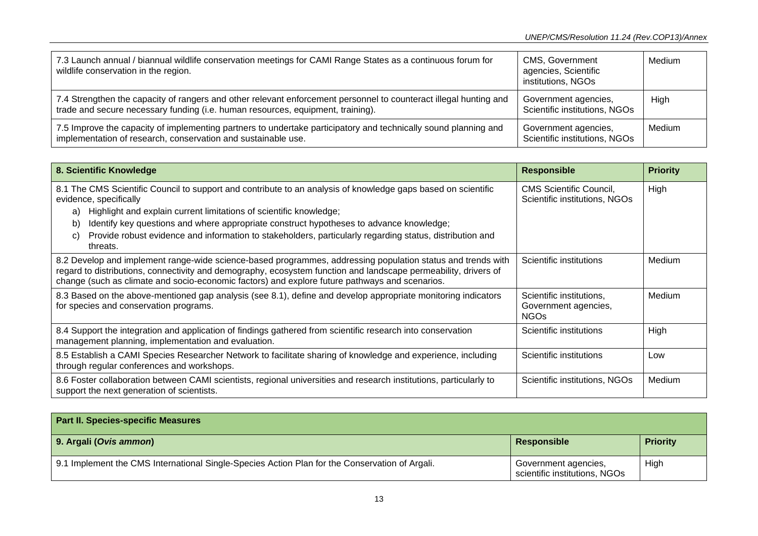| | | |
|---|---|---|
| 7.3 Launch annual / biannual wildlife conservation meetings for CAMI Range States as a continuous forum for wildlife conservation in the region. | CMS, Government agencies, Scientific institutions, NGOs | Medium |
| 7.4 Strengthen the capacity of rangers and other relevant enforcement personnel to counteract illegal hunting and trade and secure necessary funding (i.e. human resources, equipment, training). | Government agencies, Scientific institutions, NGOs | High |
| 7.5 Improve the capacity of implementing partners to undertake participatory and technically sound planning and implementation of research, conservation and sustainable use. | Government agencies, Scientific institutions, NGOs | Medium |

| **8. Scientific Knowledge** | **Responsible** | **Priority** |
|---|---|---|
| 8.1 The CMS Scientific Council to support and contribute to an analysis of knowledge gaps based on scientific evidence, specifically<br>a) Highlight and explain current limitations of scientific knowledge;<br>b) Identify key questions and where appropriate construct hypotheses to advance knowledge;<br>c) Provide robust evidence and information to stakeholders, particularly regarding status, distribution and threats. | CMS Scientific Council, Scientific institutions, NGOs | High |
| 8.2 Develop and implement range-wide science-based programmes, addressing population status and trends with regard to distributions, connectivity and demography, ecosystem function and landscape permeability, drivers of change (such as climate and socio-economic factors) and explore future pathways and scenarios. | Scientific institutions | Medium |
| 8.3 Based on the above-mentioned gap analysis (see 8.1), define and develop appropriate monitoring indicators for species and conservation programs. | Scientific institutions, Government agencies, NGOs | Medium |
| 8.4 Support the integration and application of findings gathered from scientific research into conservation management planning, implementation and evaluation. | Scientific institutions | High |
| 8.5 Establish a CAMI Species Researcher Network to facilitate sharing of knowledge and experience, including through regular conferences and workshops. | Scientific institutions | Low |
| 8.6 Foster collaboration between CAMI scientists, regional universities and research institutions, particularly to support the next generation of scientists. | Scientific institutions, NGOs | Medium |

| **Part II. Species-specific Measures** | | |
|---|---|---|
| **9. Argali (*Ovis ammon*)** | **Responsible** | **Priority** |
| 9.1 Implement the CMS International Single-Species Action Plan for the Conservation of Argali. | Government agencies, scientific institutions, NGOs | High |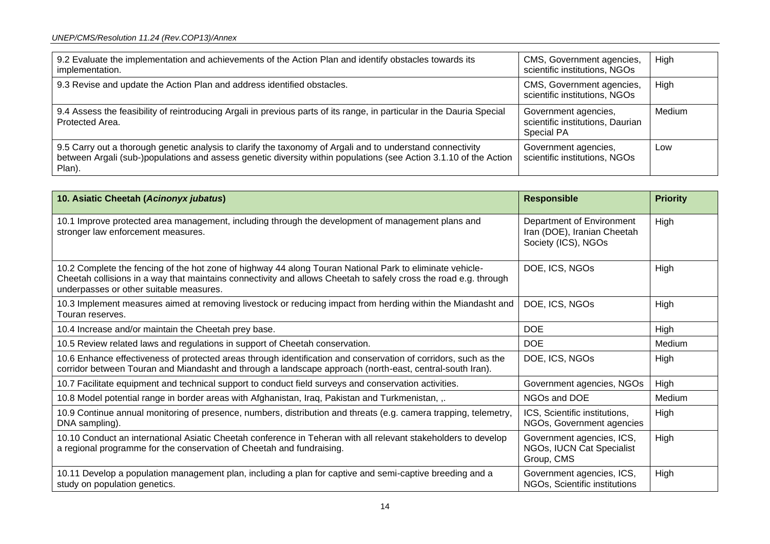| | | |
|---|---|---|
| 9.2 Evaluate the implementation and achievements of the Action Plan and identify obstacles towards its implementation. | CMS, Government agencies, scientific institutions, NGOs | High |
| 9.3 Revise and update the Action Plan and address identified obstacles. | CMS, Government agencies, scientific institutions, NGOs | High |
| 9.4 Assess the feasibility of reintroducing Argali in previous parts of its range, in particular in the Dauria Special Protected Area. | Government agencies, scientific institutions, Daurian Special PA | Medium |
| 9.5 Carry out a thorough genetic analysis to clarify the taxonomy of Argali and to understand connectivity between Argali (sub-)populations and assess genetic diversity within populations (see Action 3.1.10 of the Action Plan). | Government agencies, scientific institutions, NGOs | Low |

| **10. Asiatic Cheetah (*Acinonyx jubatus*)** | **Responsible** | **Priority** |
|---|---|---|
| 10.1 Improve protected area management, including through the development of management plans and stronger law enforcement measures. | Department of Environment Iran (DOE), Iranian Cheetah Society (ICS), NGOs | High |
| 10.2 Complete the fencing of the hot zone of highway 44 along Touran National Park to eliminate vehicle-Cheetah collisions in a way that maintains connectivity and allows Cheetah to safely cross the road e.g. through underpasses or other suitable measures. | DOE, ICS, NGOs | High |
| 10.3 Implement measures aimed at removing livestock or reducing impact from herding within the Miandasht and Touran reserves. | DOE, ICS, NGOs | High |
| 10.4 Increase and/or maintain the Cheetah prey base. | DOE | High |
| 10.5 Review related laws and regulations in support of Cheetah conservation. | DOE | Medium |
| 10.6 Enhance effectiveness of protected areas through identification and conservation of corridors, such as the corridor between Touran and Miandasht and through a landscape approach (north-east, central-south Iran). | DOE, ICS, NGOs | High |
| 10.7 Facilitate equipment and technical support to conduct field surveys and conservation activities. | Government agencies, NGOs | High |
| 10.8 Model potential range in border areas with Afghanistan, Iraq, Pakistan and Turkmenistan, ,. | NGOs and DOE | Medium |
| 10.9 Continue annual monitoring of presence, numbers, distribution and threats (e.g. camera trapping, telemetry, DNA sampling). | ICS, Scientific institutions, NGOs, Government agencies | High |
| 10.10 Conduct an international Asiatic Cheetah conference in Teheran with all relevant stakeholders to develop a regional programme for the conservation of Cheetah and fundraising. | Government agencies, ICS, NGOs, IUCN Cat Specialist Group, CMS | High |
| 10.11 Develop a population management plan, including a plan for captive and semi-captive breeding and a study on population genetics. | Government agencies, ICS, NGOs, Scientific institutions | High |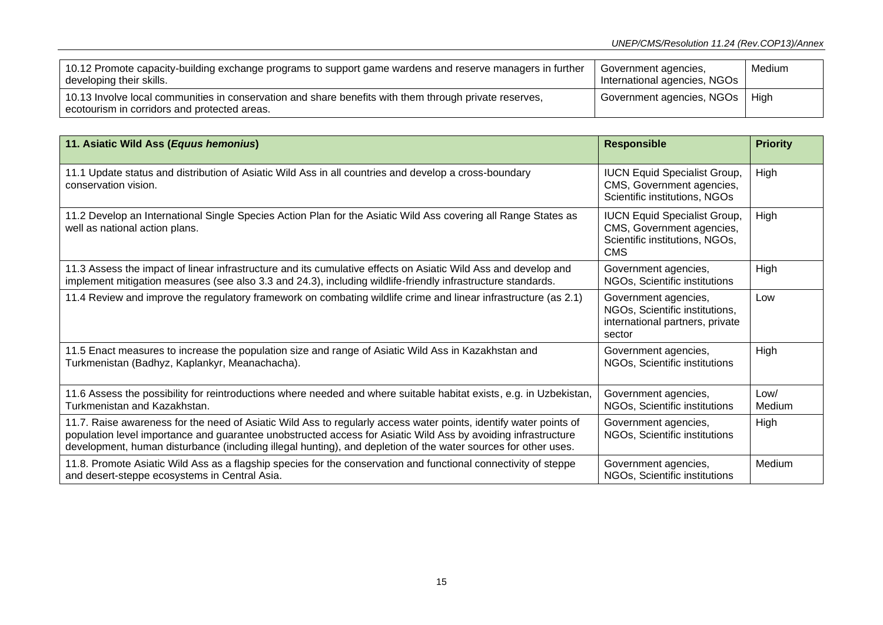| 10.12 Promote capacity-building exchange programs to support game wardens and reserve managers in further developing their skills. | Government agencies, International agencies, NGOs | Medium |
|---|---|---|
| 10.13 Involve local communities in conservation and share benefits with them through private reserves, ecotourism in corridors and protected areas. | Government agencies, NGOs | High |

| **11. Asiatic Wild Ass (*Equus hemonius*)** | **Responsible** | **Priority** |
|---|---|---|
| 11.1 Update status and distribution of Asiatic Wild Ass in all countries and develop a cross-boundary conservation vision. | IUCN Equid Specialist Group, CMS, Government agencies, Scientific institutions, NGOs | High |
| 11.2 Develop an International Single Species Action Plan for the Asiatic Wild Ass covering all Range States as well as national action plans. | IUCN Equid Specialist Group, CMS, Government agencies, Scientific institutions, NGOs, CMS | High |
| 11.3 Assess the impact of linear infrastructure and its cumulative effects on Asiatic Wild Ass and develop and implement mitigation measures (see also 3.3 and 24.3), including wildlife-friendly infrastructure standards. | Government agencies, NGOs, Scientific institutions | High |
| 11.4 Review and improve the regulatory framework on combating wildlife crime and linear infrastructure (as 2.1) | Government agencies, NGOs, Scientific institutions, international partners, private sector | Low |
| 11.5 Enact measures to increase the population size and range of Asiatic Wild Ass in Kazakhstan and Turkmenistan (Badhyz, Kaplankyr, Meanachacha). | Government agencies, NGOs, Scientific institutions | High |
| 11.6 Assess the possibility for reintroductions where needed and where suitable habitat exists, e.g. in Uzbekistan, Turkmenistan and Kazakhstan. | Government agencies, NGOs, Scientific institutions | Low/ Medium |
| 11.7. Raise awareness for the need of Asiatic Wild Ass to regularly access water points, identify water points of population level importance and guarantee unobstructed access for Asiatic Wild Ass by avoiding infrastructure development, human disturbance (including illegal hunting), and depletion of the water sources for other uses. | Government agencies, NGOs, Scientific institutions | High |
| 11.8. Promote Asiatic Wild Ass as a flagship species for the conservation and functional connectivity of steppe and desert-steppe ecosystems in Central Asia. | Government agencies, NGOs, Scientific institutions | Medium |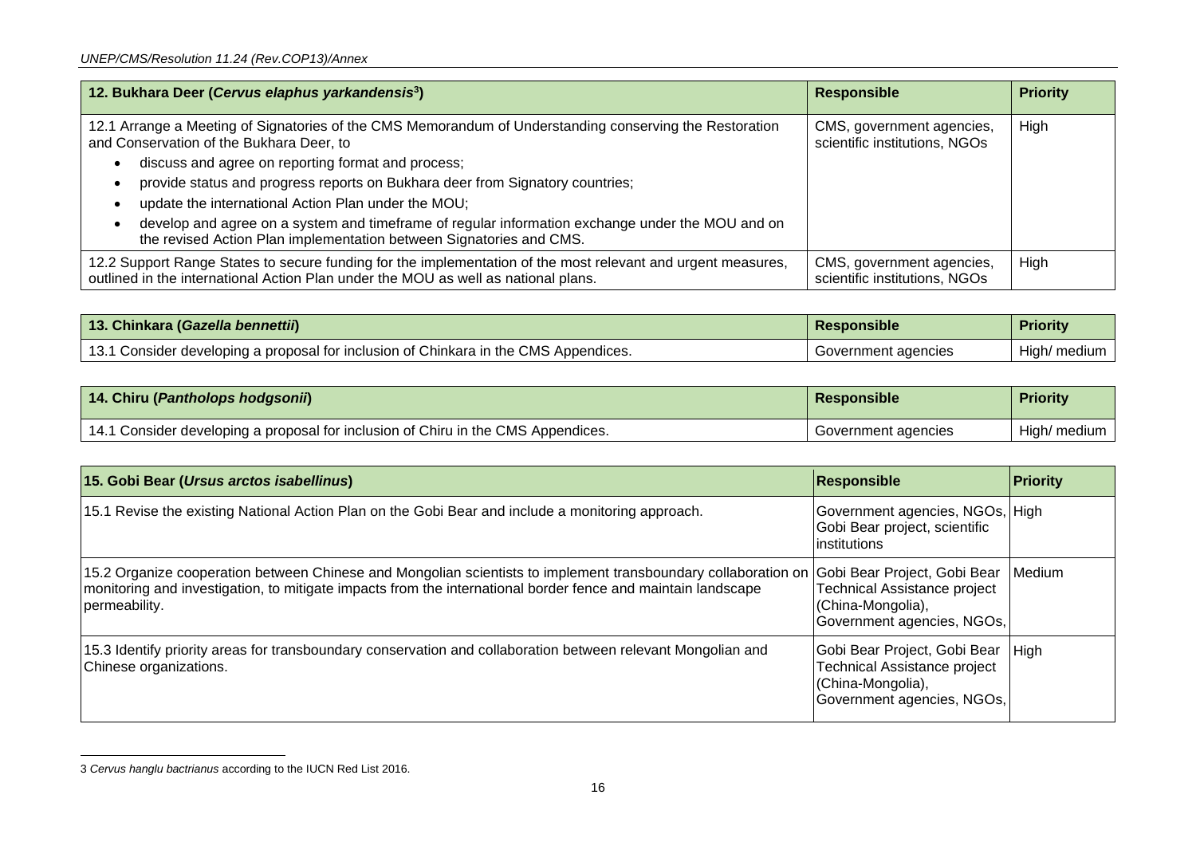| 12. Bukhara Deer (*Cervus elaphus yarkandensis*[3]) | Responsible | Priority |
|---|---|---|
| 12.1 Arrange a Meeting of Signatories of the CMS Memorandum of Understanding conserving the Restoration and Conservation of the Bukhara Deer, to<br>• discuss and agree on reporting format and process;<br>• provide status and progress reports on Bukhara deer from Signatory countries;<br>• update the international Action Plan under the MOU;<br>• develop and agree on a system and timeframe of regular information exchange under the MOU and on the revised Action Plan implementation between Signatories and CMS. | CMS, government agencies, scientific institutions, NGOs | High |
| 12.2 Support Range States to secure funding for the implementation of the most relevant and urgent measures, outlined in the international Action Plan under the MOU as well as national plans. | CMS, government agencies, scientific institutions, NGOs | High |

| 13. Chinkara (*Gazella bennettii*) | Responsible | Priority |
|---|---|---|
| 13.1 Consider developing a proposal for inclusion of Chinkara in the CMS Appendices. | Government agencies | High/ medium |

| 14. Chiru (*Pantholops hodgsonii*) | Responsible | Priority |
|---|---|---|
| 14.1 Consider developing a proposal for inclusion of Chiru in the CMS Appendices. | Government agencies | High/ medium |

| 15. Gobi Bear (*Ursus arctos isabellinus*) | Responsible | Priority |
|---|---|---|
| 15.1 Revise the existing National Action Plan on the Gobi Bear and include a monitoring approach. | Government agencies, NGOs, Gobi Bear project, scientific institutions | High |
| 15.2 Organize cooperation between Chinese and Mongolian scientists to implement transboundary collaboration on monitoring and investigation, to mitigate impacts from the international border fence and maintain landscape permeability. | Gobi Bear Project, Gobi Bear Technical Assistance project (China-Mongolia), Government agencies, NGOs, | Medium |
| 15.3 Identify priority areas for transboundary conservation and collaboration between relevant Mongolian and Chinese organizations. | Gobi Bear Project, Gobi Bear Technical Assistance project (China-Mongolia), Government agencies, NGOs, | High |

3 *Cervus hanglu bactrianus* according to the IUCN Red List 2016.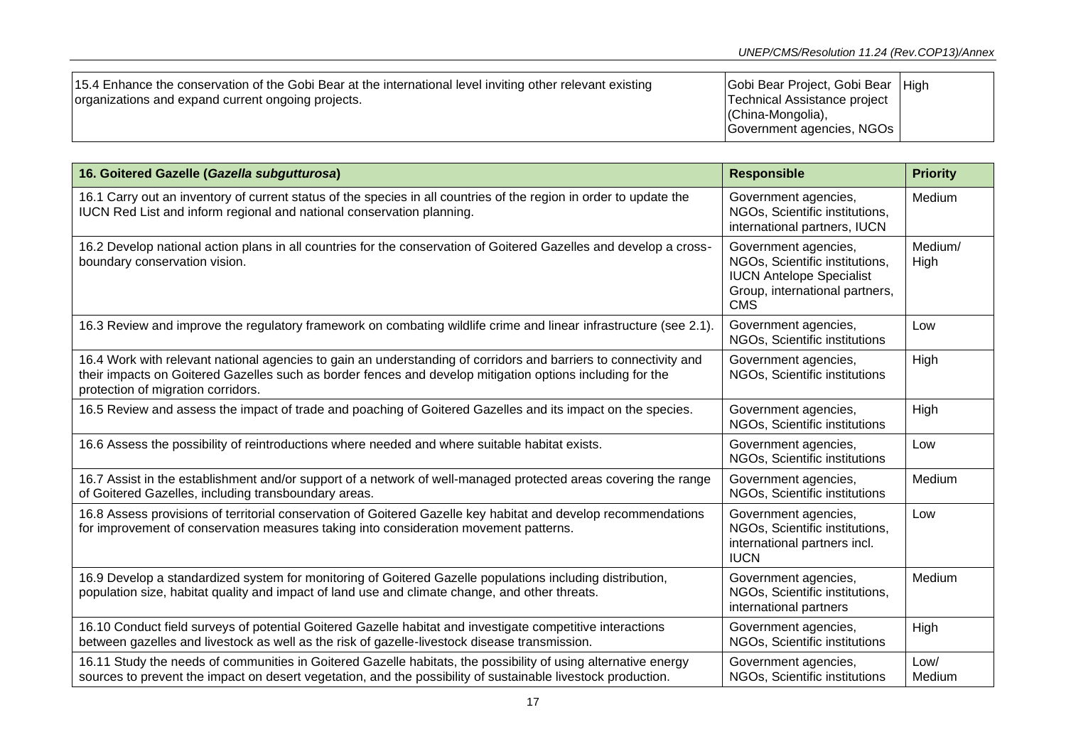| | | |
|---|---|---|
| 15.4 Enhance the conservation of the Gobi Bear at the international level inviting other relevant existing organizations and expand current ongoing projects. | Gobi Bear Project, Gobi Bear Technical Assistance project (China-Mongolia), Government agencies, NGOs | High |

| **16. Goitered Gazelle (*Gazella subgutturosa*)** | **Responsible** | **Priority** |
|---|---|---|
| 16.1 Carry out an inventory of current status of the species in all countries of the region in order to update the IUCN Red List and inform regional and national conservation planning. | Government agencies, NGOs, Scientific institutions, international partners, IUCN | Medium |
| 16.2 Develop national action plans in all countries for the conservation of Goitered Gazelles and develop a cross-boundary conservation vision. | Government agencies, NGOs, Scientific institutions, IUCN Antelope Specialist Group, international partners, CMS | Medium/ High |
| 16.3 Review and improve the regulatory framework on combating wildlife crime and linear infrastructure (see 2.1). | Government agencies, NGOs, Scientific institutions | Low |
| 16.4 Work with relevant national agencies to gain an understanding of corridors and barriers to connectivity and their impacts on Goitered Gazelles such as border fences and develop mitigation options including for the protection of migration corridors. | Government agencies, NGOs, Scientific institutions | High |
| 16.5 Review and assess the impact of trade and poaching of Goitered Gazelles and its impact on the species. | Government agencies, NGOs, Scientific institutions | High |
| 16.6 Assess the possibility of reintroductions where needed and where suitable habitat exists. | Government agencies, NGOs, Scientific institutions | Low |
| 16.7 Assist in the establishment and/or support of a network of well-managed protected areas covering the range of Goitered Gazelles, including transboundary areas. | Government agencies, NGOs, Scientific institutions | Medium |
| 16.8 Assess provisions of territorial conservation of Goitered Gazelle key habitat and develop recommendations for improvement of conservation measures taking into consideration movement patterns. | Government agencies, NGOs, Scientific institutions, international partners incl. IUCN | Low |
| 16.9 Develop a standardized system for monitoring of Goitered Gazelle populations including distribution, population size, habitat quality and impact of land use and climate change, and other threats. | Government agencies, NGOs, Scientific institutions, international partners | Medium |
| 16.10 Conduct field surveys of potential Goitered Gazelle habitat and investigate competitive interactions between gazelles and livestock as well as the risk of gazelle-livestock disease transmission. | Government agencies, NGOs, Scientific institutions | High |
| 16.11 Study the needs of communities in Goitered Gazelle habitats, the possibility of using alternative energy sources to prevent the impact on desert vegetation, and the possibility of sustainable livestock production. | Government agencies, NGOs, Scientific institutions | Low/ Medium |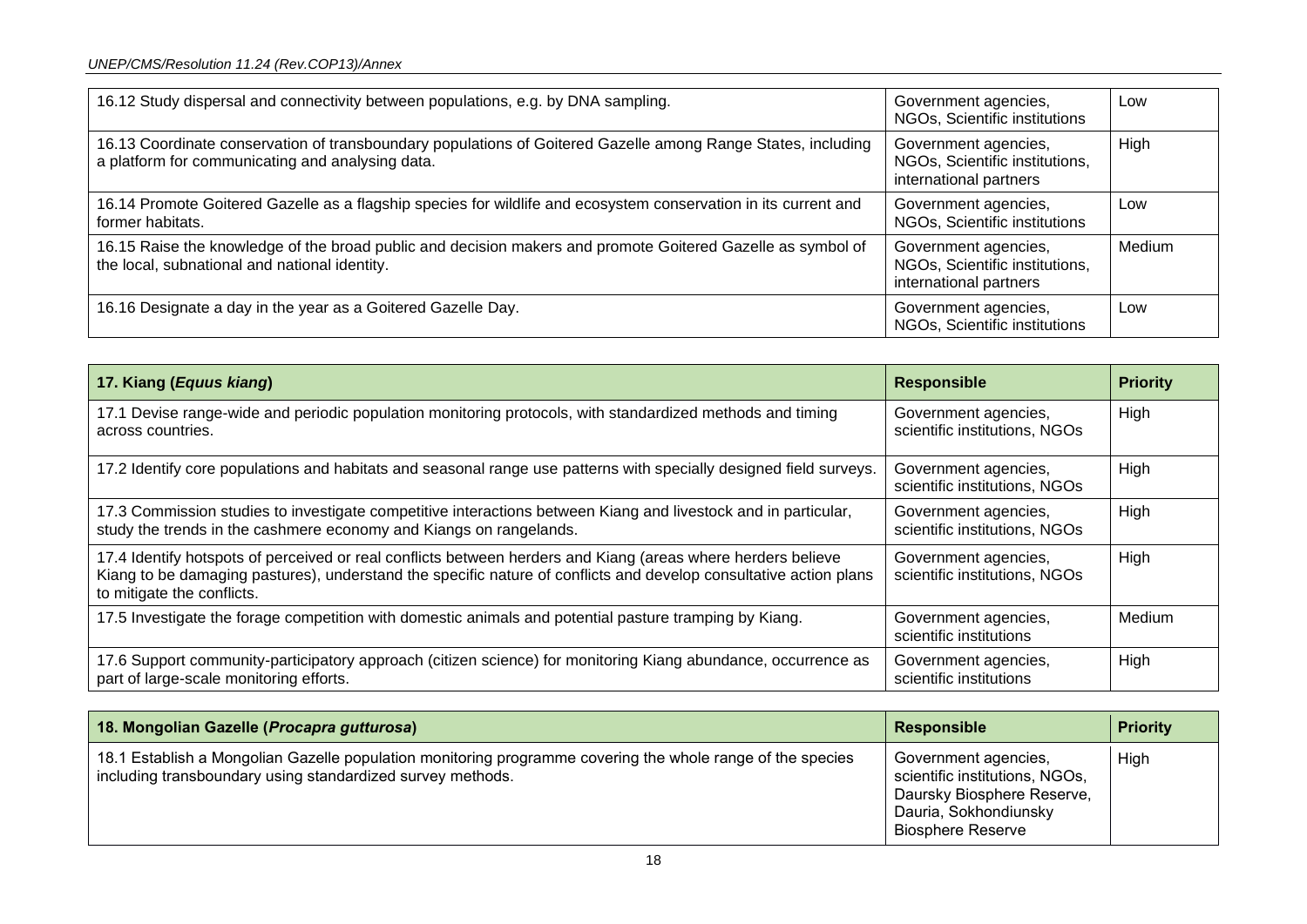| | | |
|---|---|---|
| 16.12 Study dispersal and connectivity between populations, e.g. by DNA sampling. | Government agencies, NGOs, Scientific institutions | Low |
| 16.13 Coordinate conservation of transboundary populations of Goitered Gazelle among Range States, including a platform for communicating and analysing data. | Government agencies, NGOs, Scientific institutions, international partners | High |
| 16.14 Promote Goitered Gazelle as a flagship species for wildlife and ecosystem conservation in its current and former habitats. | Government agencies, NGOs, Scientific institutions | Low |
| 16.15 Raise the knowledge of the broad public and decision makers and promote Goitered Gazelle as symbol of the local, subnational and national identity. | Government agencies, NGOs, Scientific institutions, international partners | Medium |
| 16.16 Designate a day in the year as a Goitered Gazelle Day. | Government agencies, NGOs, Scientific institutions | Low |

| **17. Kiang (*Equus kiang*)** | **Responsible** | **Priority** |
|---|---|---|
| 17.1 Devise range-wide and periodic population monitoring protocols, with standardized methods and timing across countries. | Government agencies, scientific institutions, NGOs | High |
| 17.2 Identify core populations and habitats and seasonal range use patterns with specially designed field surveys. | Government agencies, scientific institutions, NGOs | High |
| 17.3 Commission studies to investigate competitive interactions between Kiang and livestock and in particular, study the trends in the cashmere economy and Kiangs on rangelands. | Government agencies, scientific institutions, NGOs | High |
| 17.4 Identify hotspots of perceived or real conflicts between herders and Kiang (areas where herders believe Kiang to be damaging pastures), understand the specific nature of conflicts and develop consultative action plans to mitigate the conflicts. | Government agencies, scientific institutions, NGOs | High |
| 17.5 Investigate the forage competition with domestic animals and potential pasture tramping by Kiang. | Government agencies, scientific institutions | Medium |
| 17.6 Support community-participatory approach (citizen science) for monitoring Kiang abundance, occurrence as part of large-scale monitoring efforts. | Government agencies, scientific institutions | High |

| **18. Mongolian Gazelle (*Procapra gutturosa*)** | **Responsible** | **Priority** |
|---|---|---|
| 18.1 Establish a Mongolian Gazelle population monitoring programme covering the whole range of the species including transboundary using standardized survey methods. | Government agencies, scientific institutions, NGOs, Daursky Biosphere Reserve, Dauria, Sokhondiunsky Biosphere Reserve | High |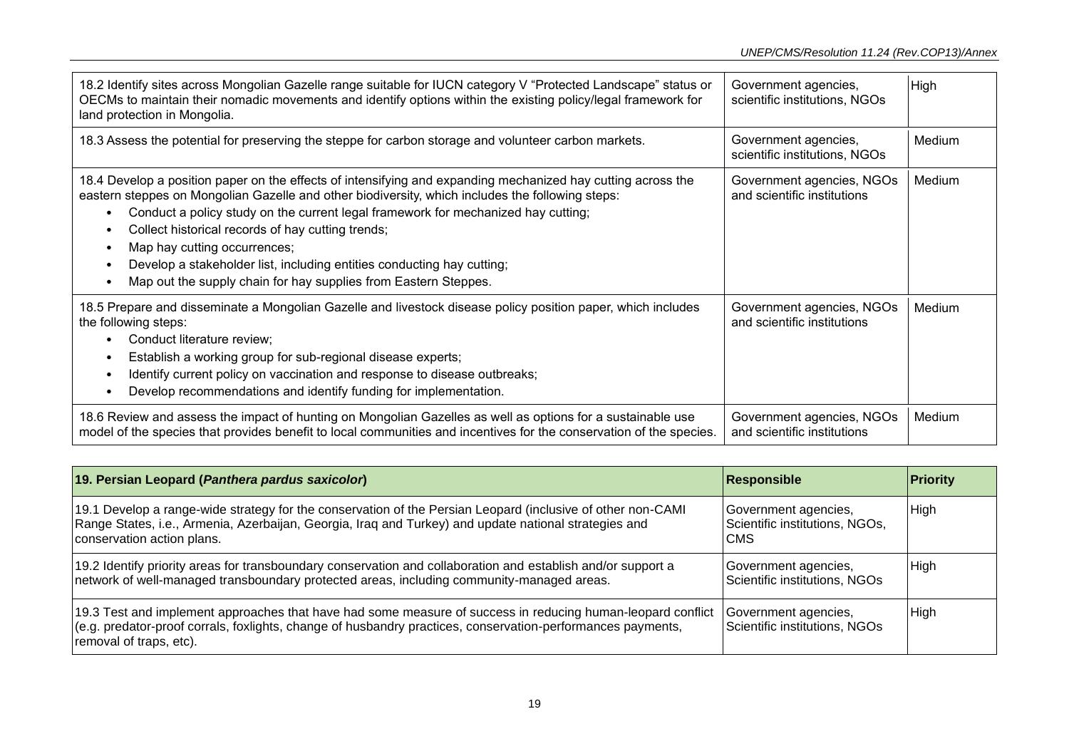| | | |
|---|---|---|
| 18.2 Identify sites across Mongolian Gazelle range suitable for IUCN category V "Protected Landscape" status or OECMs to maintain their nomadic movements and identify options within the existing policy/legal framework for land protection in Mongolia. | Government agencies, scientific institutions, NGOs | High |
| 18.3 Assess the potential for preserving the steppe for carbon storage and volunteer carbon markets. | Government agencies, scientific institutions, NGOs | Medium |
| 18.4 Develop a position paper on the effects of intensifying and expanding mechanized hay cutting across the eastern steppes on Mongolian Gazelle and other biodiversity, which includes the following steps:<br>• Conduct a policy study on the current legal framework for mechanized hay cutting;<br>• Collect historical records of hay cutting trends;<br>• Map hay cutting occurrences;<br>• Develop a stakeholder list, including entities conducting hay cutting;<br>• Map out the supply chain for hay supplies from Eastern Steppes. | Government agencies, NGOs and scientific institutions | Medium |
| 18.5 Prepare and disseminate a Mongolian Gazelle and livestock disease policy position paper, which includes the following steps:<br>• Conduct literature review;<br>• Establish a working group for sub-regional disease experts;<br>• Identify current policy on vaccination and response to disease outbreaks;<br>• Develop recommendations and identify funding for implementation. | Government agencies, NGOs and scientific institutions | Medium |
| 18.6 Review and assess the impact of hunting on Mongolian Gazelles as well as options for a sustainable use model of the species that provides benefit to local communities and incentives for the conservation of the species. | Government agencies, NGOs and scientific institutions | Medium |

| **19. Persian Leopard (*Panthera pardus saxicolor*)** | **Responsible** | **Priority** |
|---|---|---|
| 19.1 Develop a range-wide strategy for the conservation of the Persian Leopard (inclusive of other non-CAMI Range States, i.e., Armenia, Azerbaijan, Georgia, Iraq and Turkey) and update national strategies and conservation action plans. | Government agencies, Scientific institutions, NGOs, CMS | High |
| 19.2 Identify priority areas for transboundary conservation and collaboration and establish and/or support a network of well-managed transboundary protected areas, including community-managed areas. | Government agencies, Scientific institutions, NGOs | High |
| 19.3 Test and implement approaches that have had some measure of success in reducing human-leopard conflict (e.g. predator-proof corrals, foxlights, change of husbandry practices, conservation-performances payments, removal of traps, etc). | Government agencies, Scientific institutions, NGOs | High |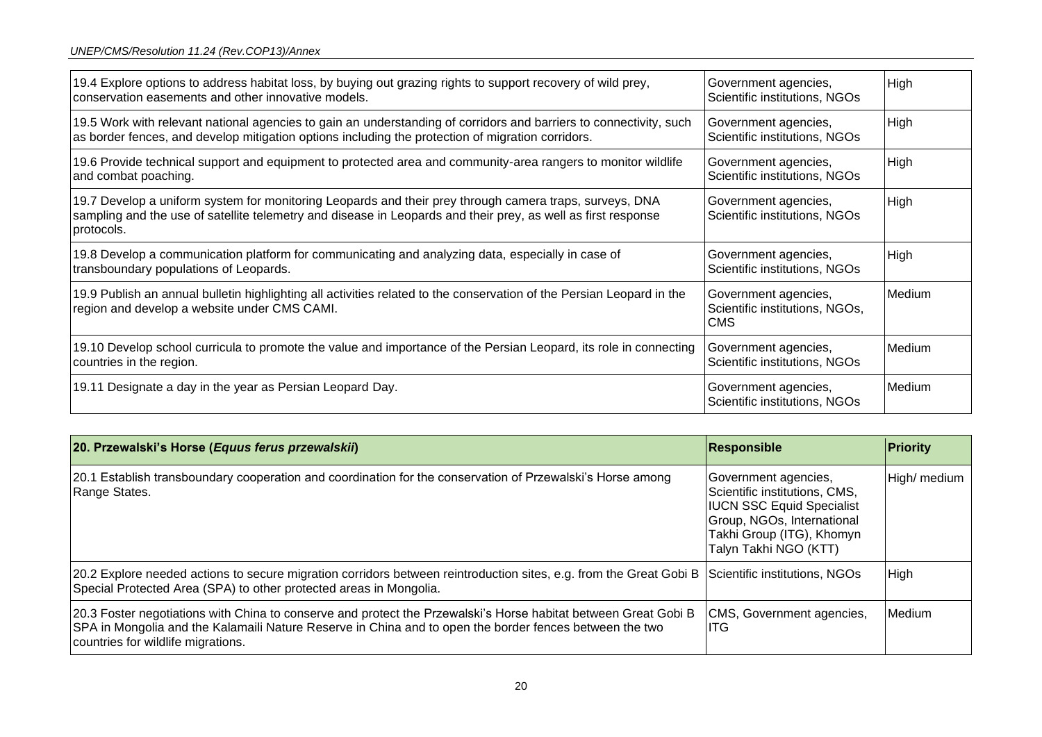| | | |
|---|---|---|
| 19.4 Explore options to address habitat loss, by buying out grazing rights to support recovery of wild prey, conservation easements and other innovative models. | Government agencies, Scientific institutions, NGOs | High |
| 19.5 Work with relevant national agencies to gain an understanding of corridors and barriers to connectivity, such as border fences, and develop mitigation options including the protection of migration corridors. | Government agencies, Scientific institutions, NGOs | High |
| 19.6 Provide technical support and equipment to protected area and community-area rangers to monitor wildlife and combat poaching. | Government agencies, Scientific institutions, NGOs | High |
| 19.7 Develop a uniform system for monitoring Leopards and their prey through camera traps, surveys, DNA sampling and the use of satellite telemetry and disease in Leopards and their prey, as well as first response protocols. | Government agencies, Scientific institutions, NGOs | High |
| 19.8 Develop a communication platform for communicating and analyzing data, especially in case of transboundary populations of Leopards. | Government agencies, Scientific institutions, NGOs | High |
| 19.9 Publish an annual bulletin highlighting all activities related to the conservation of the Persian Leopard in the region and develop a website under CMS CAMI. | Government agencies, Scientific institutions, NGOs, CMS | Medium |
| 19.10 Develop school curricula to promote the value and importance of the Persian Leopard, its role in connecting countries in the region. | Government agencies, Scientific institutions, NGOs | Medium |
| 19.11 Designate a day in the year as Persian Leopard Day. | Government agencies, Scientific institutions, NGOs | Medium |

| **20. Przewalski's Horse (*Equus ferus przewalskii*)** | **Responsible** | **Priority** |
|---|---|---|
| 20.1 Establish transboundary cooperation and coordination for the conservation of Przewalski's Horse among Range States. | Government agencies, Scientific institutions, CMS, IUCN SSC Equid Specialist Group, NGOs, International Takhi Group (ITG), Khomyn Talyn Takhi NGO (KTT) | High/ medium |
| 20.2 Explore needed actions to secure migration corridors between reintroduction sites, e.g. from the Great Gobi B Special Protected Area (SPA) to other protected areas in Mongolia. | Scientific institutions, NGOs | High |
| 20.3 Foster negotiations with China to conserve and protect the Przewalski's Horse habitat between Great Gobi B SPA in Mongolia and the Kalamaili Nature Reserve in China and to open the border fences between the two countries for wildlife migrations. | CMS, Government agencies, ITG | Medium |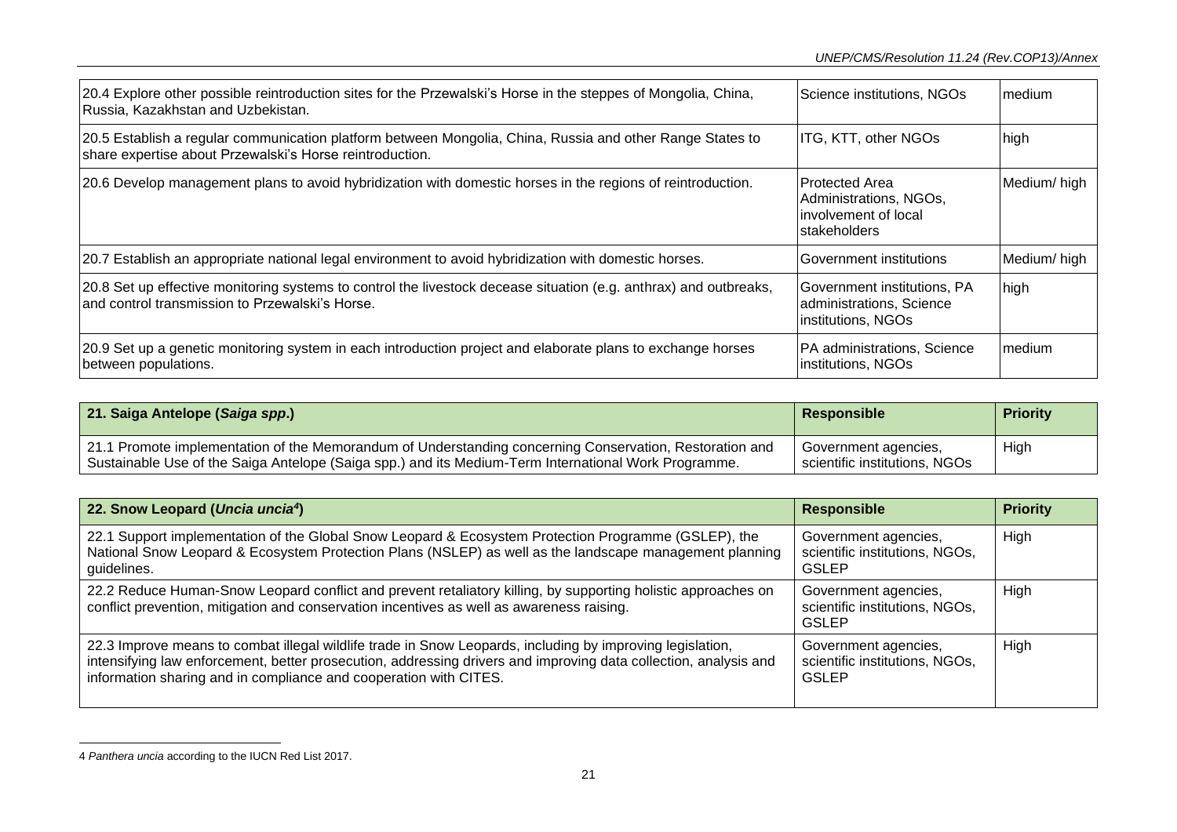| | | |
|---|---|---|
| 20.4 Explore other possible reintroduction sites for the Przewalski's Horse in the steppes of Mongolia, China, Russia, Kazakhstan and Uzbekistan. | Science institutions, NGOs | medium |
| 20.5 Establish a regular communication platform between Mongolia, China, Russia and other Range States to share expertise about Przewalski's Horse reintroduction. | ITG, KTT, other NGOs | high |
| 20.6 Develop management plans to avoid hybridization with domestic horses in the regions of reintroduction. | Protected Area Administrations, NGOs, involvement of local stakeholders | Medium/ high |
| 20.7 Establish an appropriate national legal environment to avoid hybridization with domestic horses. | Government institutions | Medium/ high |
| 20.8 Set up effective monitoring systems to control the livestock decease situation (e.g. anthrax) and outbreaks, and control transmission to Przewalski's Horse. | Government institutions, PA administrations, Science institutions, NGOs | high |
| 20.9 Set up a genetic monitoring system in each introduction project and elaborate plans to exchange horses between populations. | PA administrations, Science institutions, NGOs | medium |

| **21. Saiga Antelope (*Saiga spp.*)** | **Responsible** | **Priority** |
|---|---|---|
| 21.1 Promote implementation of the Memorandum of Understanding concerning Conservation, Restoration and Sustainable Use of the Saiga Antelope (Saiga spp.) and its Medium-Term International Work Programme. | Government agencies, scientific institutions, NGOs | High |

| **22. Snow Leopard (*Uncia uncia*[4])** | **Responsible** | **Priority** |
|---|---|---|
| 22.1 Support implementation of the Global Snow Leopard & Ecosystem Protection Programme (GSLEP), the National Snow Leopard & Ecosystem Protection Plans (NSLEP) as well as the landscape management planning guidelines. | Government agencies, scientific institutions, NGOs, GSLEP | High |
| 22.2 Reduce Human-Snow Leopard conflict and prevent retaliatory killing, by supporting holistic approaches on conflict prevention, mitigation and conservation incentives as well as awareness raising. | Government agencies, scientific institutions, NGOs, GSLEP | High |
| 22.3 Improve means to combat illegal wildlife trade in Snow Leopards, including by improving legislation, intensifying law enforcement, better prosecution, addressing drivers and improving data collection, analysis and information sharing and in compliance and cooperation with CITES. | Government agencies, scientific institutions, NGOs, GSLEP | High |

4 *Panthera uncia* according to the IUCN Red List 2017.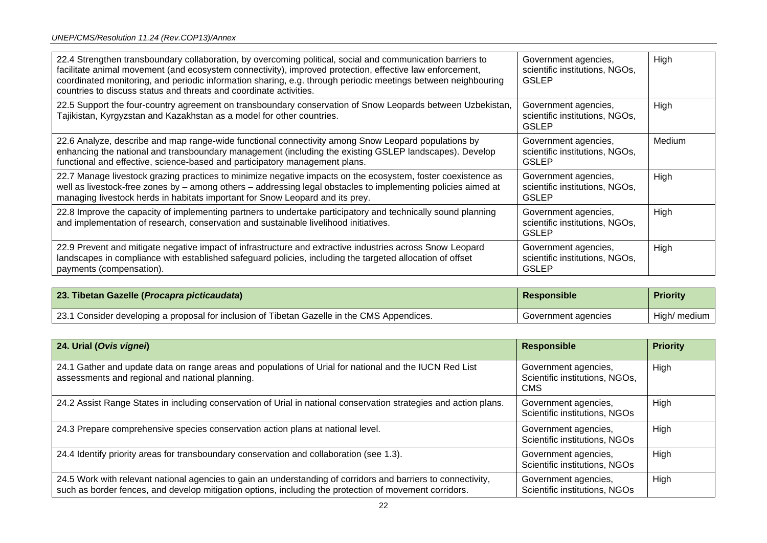| | | |
|---|---|---|
| 22.4 Strengthen transboundary collaboration, by overcoming political, social and communication barriers to facilitate animal movement (and ecosystem connectivity), improved protection, effective law enforcement, coordinated monitoring, and periodic information sharing, e.g. through periodic meetings between neighbouring countries to discuss status and threats and coordinate activities. | Government agencies, scientific institutions, NGOs, GSLEP | High |
| 22.5 Support the four-country agreement on transboundary conservation of Snow Leopards between Uzbekistan, Tajikistan, Kyrgyzstan and Kazakhstan as a model for other countries. | Government agencies, scientific institutions, NGOs, GSLEP | High |
| 22.6 Analyze, describe and map range-wide functional connectivity among Snow Leopard populations by enhancing the national and transboundary management (including the existing GSLEP landscapes). Develop functional and effective, science-based and participatory management plans. | Government agencies, scientific institutions, NGOs, GSLEP | Medium |
| 22.7 Manage livestock grazing practices to minimize negative impacts on the ecosystem, foster coexistence as well as livestock-free zones by – among others – addressing legal obstacles to implementing policies aimed at managing livestock herds in habitats important for Snow Leopard and its prey. | Government agencies, scientific institutions, NGOs, GSLEP | High |
| 22.8 Improve the capacity of implementing partners to undertake participatory and technically sound planning and implementation of research, conservation and sustainable livelihood initiatives. | Government agencies, scientific institutions, NGOs, GSLEP | High |
| 22.9 Prevent and mitigate negative impact of infrastructure and extractive industries across Snow Leopard landscapes in compliance with established safeguard policies, including the targeted allocation of offset payments (compensation). | Government agencies, scientific institutions, NGOs, GSLEP | High |

| **23. Tibetan Gazelle (*Procapra picticaudata*)** | **Responsible** | **Priority** |
|---|---|---|
| 23.1 Consider developing a proposal for inclusion of Tibetan Gazelle in the CMS Appendices. | Government agencies | High/ medium |

| **24. Urial (*Ovis vignei*)** | **Responsible** | **Priority** |
|---|---|---|
| 24.1 Gather and update data on range areas and populations of Urial for national and the IUCN Red List assessments and regional and national planning. | Government agencies, Scientific institutions, NGOs, CMS | High |
| 24.2 Assist Range States in including conservation of Urial in national conservation strategies and action plans. | Government agencies, Scientific institutions, NGOs | High |
| 24.3 Prepare comprehensive species conservation action plans at national level. | Government agencies, Scientific institutions, NGOs | High |
| 24.4 Identify priority areas for transboundary conservation and collaboration (see 1.3). | Government agencies, Scientific institutions, NGOs | High |
| 24.5 Work with relevant national agencies to gain an understanding of corridors and barriers to connectivity, such as border fences, and develop mitigation options, including the protection of movement corridors. | Government agencies, Scientific institutions, NGOs | High |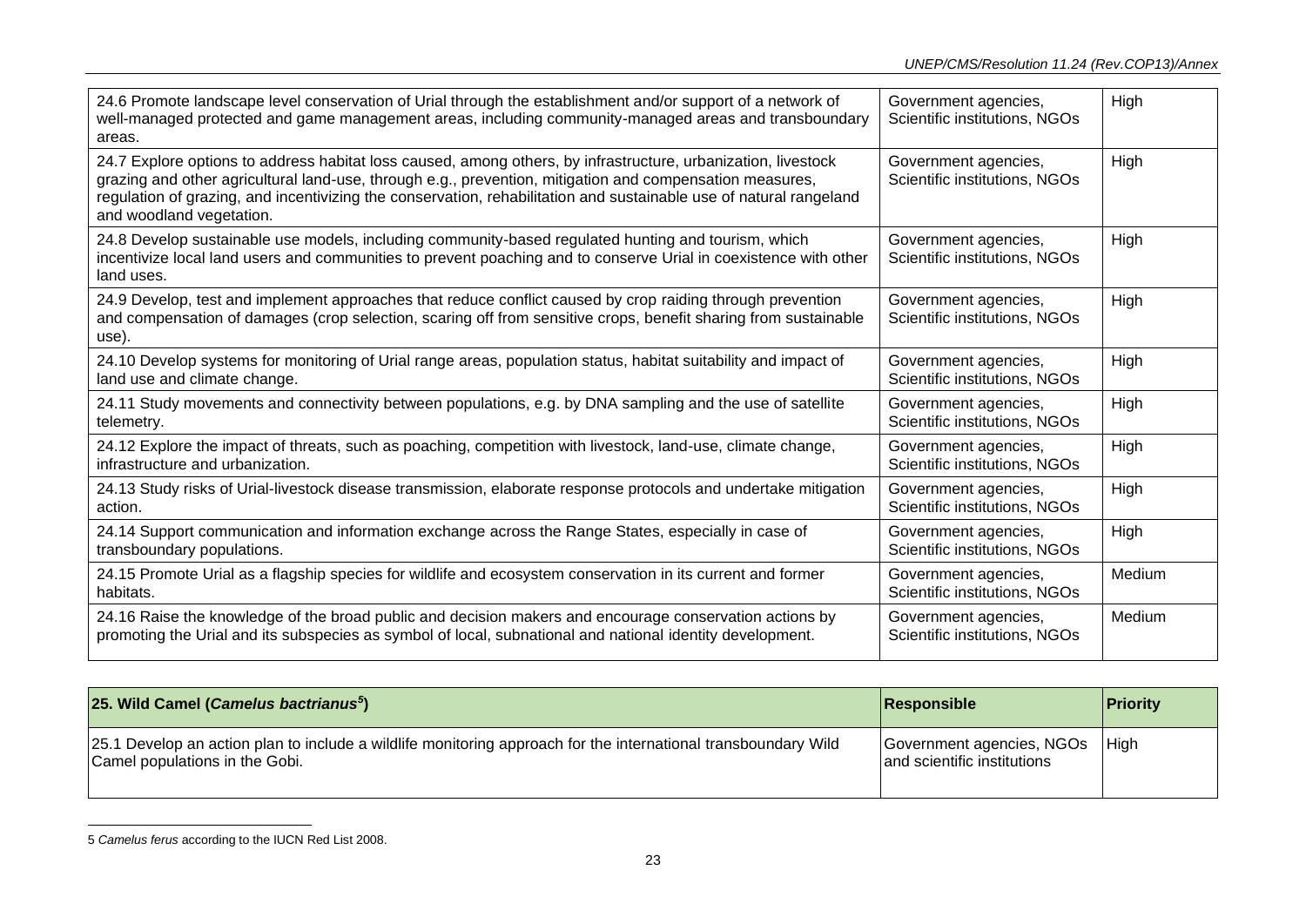| | | |
|---|---|---|
| 24.6 Promote landscape level conservation of Urial through the establishment and/or support of a network of well-managed protected and game management areas, including community-managed areas and transboundary areas. | Government agencies, Scientific institutions, NGOs | High |
| 24.7 Explore options to address habitat loss caused, among others, by infrastructure, urbanization, livestock grazing and other agricultural land-use, through e.g., prevention, mitigation and compensation measures, regulation of grazing, and incentivizing the conservation, rehabilitation and sustainable use of natural rangeland and woodland vegetation. | Government agencies, Scientific institutions, NGOs | High |
| 24.8 Develop sustainable use models, including community-based regulated hunting and tourism, which incentivize local land users and communities to prevent poaching and to conserve Urial in coexistence with other land uses. | Government agencies, Scientific institutions, NGOs | High |
| 24.9 Develop, test and implement approaches that reduce conflict caused by crop raiding through prevention and compensation of damages (crop selection, scaring off from sensitive crops, benefit sharing from sustainable use). | Government agencies, Scientific institutions, NGOs | High |
| 24.10 Develop systems for monitoring of Urial range areas, population status, habitat suitability and impact of land use and climate change. | Government agencies, Scientific institutions, NGOs | High |
| 24.11 Study movements and connectivity between populations, e.g. by DNA sampling and the use of satellite telemetry. | Government agencies, Scientific institutions, NGOs | High |
| 24.12 Explore the impact of threats, such as poaching, competition with livestock, land-use, climate change, infrastructure and urbanization. | Government agencies, Scientific institutions, NGOs | High |
| 24.13 Study risks of Urial-livestock disease transmission, elaborate response protocols and undertake mitigation action. | Government agencies, Scientific institutions, NGOs | High |
| 24.14 Support communication and information exchange across the Range States, especially in case of transboundary populations. | Government agencies, Scientific institutions, NGOs | High |
| 24.15 Promote Urial as a flagship species for wildlife and ecosystem conservation in its current and former habitats. | Government agencies, Scientific institutions, NGOs | Medium |
| 24.16 Raise the knowledge of the broad public and decision makers and encourage conservation actions by promoting the Urial and its subspecies as symbol of local, subnational and national identity development. | Government agencies, Scientific institutions, NGOs | Medium |

| **25. Wild Camel (*Camelus bactrianus*[5])** | **Responsible** | **Priority** |
|---|---|---|
| 25.1 Develop an action plan to include a wildlife monitoring approach for the international transboundary Wild Camel populations in the Gobi. | Government agencies, NGOs and scientific institutions | High |

5 *Camelus ferus* according to the IUCN Red List 2008.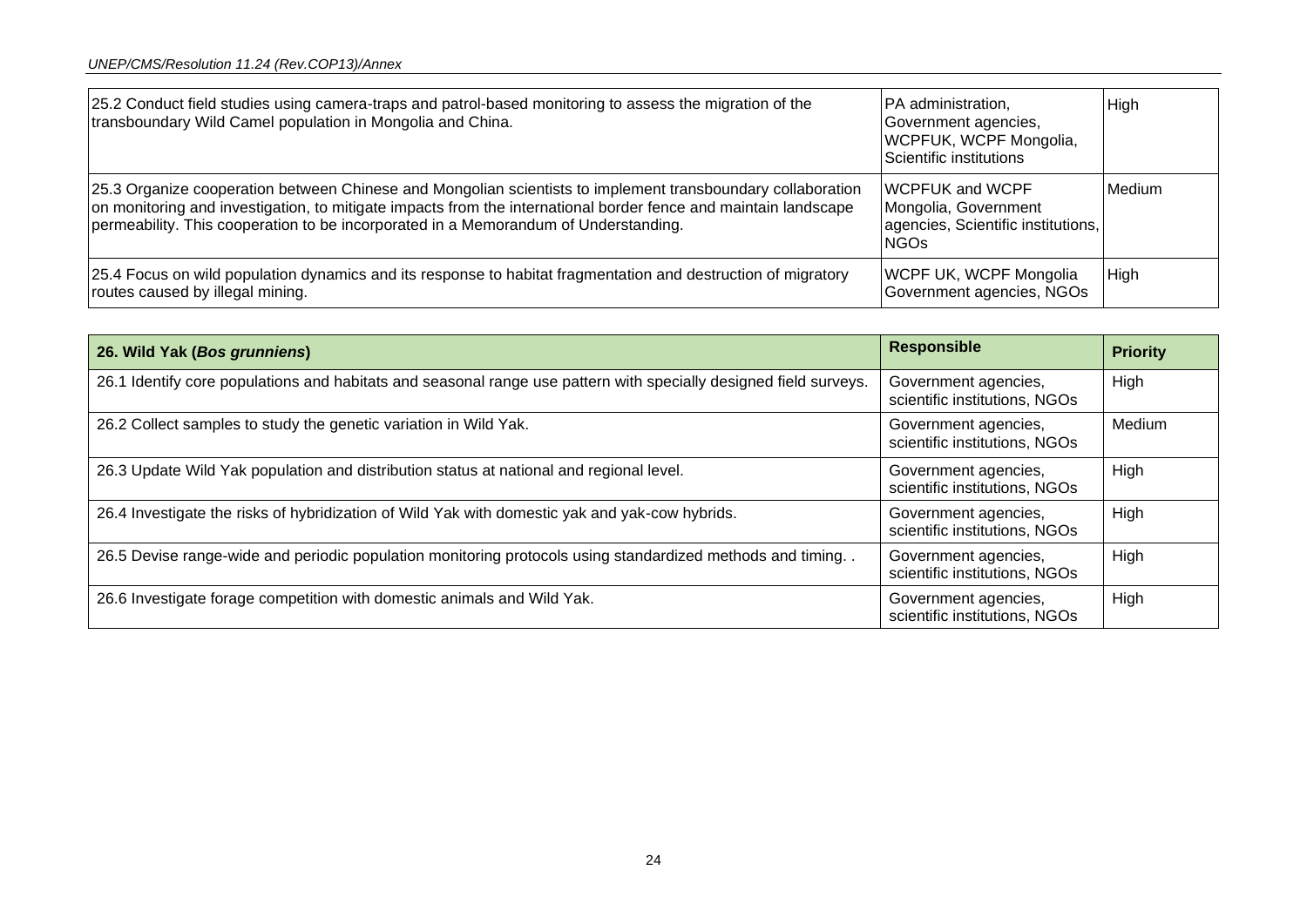| | | |
|---|---|---|
| 25.2 Conduct field studies using camera-traps and patrol-based monitoring to assess the migration of the transboundary Wild Camel population in Mongolia and China. | PA administration, Government agencies, WCPFUK, WCPF Mongolia, Scientific institutions | High |
| 25.3 Organize cooperation between Chinese and Mongolian scientists to implement transboundary collaboration on monitoring and investigation, to mitigate impacts from the international border fence and maintain landscape permeability. This cooperation to be incorporated in a Memorandum of Understanding. | WCPFUK and WCPF Mongolia, Government agencies, Scientific institutions, NGOs | Medium |
| 25.4 Focus on wild population dynamics and its response to habitat fragmentation and destruction of migratory routes caused by illegal mining. | WCPF UK, WCPF Mongolia Government agencies, NGOs | High |

| **26. Wild Yak (*Bos grunniens*)** | **Responsible** | **Priority** |
|---|---|---|
| 26.1 Identify core populations and habitats and seasonal range use pattern with specially designed field surveys. | Government agencies, scientific institutions, NGOs | High |
| 26.2 Collect samples to study the genetic variation in Wild Yak. | Government agencies, scientific institutions, NGOs | Medium |
| 26.3 Update Wild Yak population and distribution status at national and regional level. | Government agencies, scientific institutions, NGOs | High |
| 26.4 Investigate the risks of hybridization of Wild Yak with domestic yak and yak-cow hybrids. | Government agencies, scientific institutions, NGOs | High |
| 26.5 Devise range-wide and periodic population monitoring protocols using standardized methods and timing. . | Government agencies, scientific institutions, NGOs | High |
| 26.6 Investigate forage competition with domestic animals and Wild Yak. | Government agencies, scientific institutions, NGOs | High |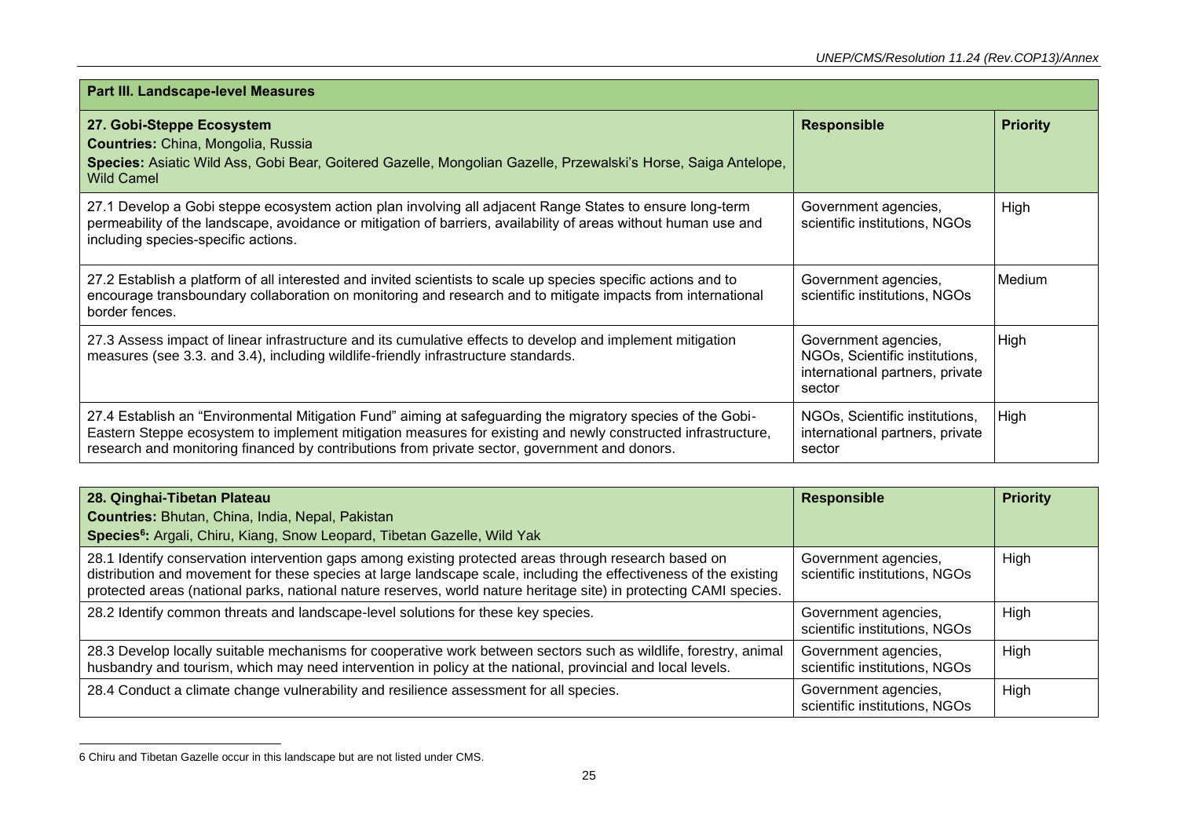| **Part III. Landscape-level Measures** | | |
|---|---|---|
| **27. Gobi-Steppe Ecosystem**<br>**Countries:** China, Mongolia, Russia<br>**Species:** Asiatic Wild Ass, Gobi Bear, Goitered Gazelle, Mongolian Gazelle, Przewalski's Horse, Saiga Antelope, Wild Camel | **Responsible** | **Priority** |
| 27.1 Develop a Gobi steppe ecosystem action plan involving all adjacent Range States to ensure long-term permeability of the landscape, avoidance or mitigation of barriers, availability of areas without human use and including species-specific actions. | Government agencies, scientific institutions, NGOs | High |
| 27.2 Establish a platform of all interested and invited scientists to scale up species specific actions and to encourage transboundary collaboration on monitoring and research and to mitigate impacts from international border fences. | Government agencies, scientific institutions, NGOs | Medium |
| 27.3 Assess impact of linear infrastructure and its cumulative effects to develop and implement mitigation measures (see 3.3. and 3.4), including wildlife-friendly infrastructure standards. | Government agencies, NGOs, Scientific institutions, international partners, private sector | High |
| 27.4 Establish an "Environmental Mitigation Fund" aiming at safeguarding the migratory species of the Gobi-Eastern Steppe ecosystem to implement mitigation measures for existing and newly constructed infrastructure, research and monitoring financed by contributions from private sector, government and donors. | NGOs, Scientific institutions, international partners, private sector | High |

| **28. Qinghai-Tibetan Plateau**<br>**Countries:** Bhutan, China, India, Nepal, Pakistan<br>**Species[6]:** Argali, Chiru, Kiang, Snow Leopard, Tibetan Gazelle, Wild Yak | **Responsible** | **Priority** |
|---|---|---|
| 28.1 Identify conservation intervention gaps among existing protected areas through research based on distribution and movement for these species at large landscape scale, including the effectiveness of the existing protected areas (national parks, national nature reserves, world nature heritage site) in protecting CAMI species. | Government agencies, scientific institutions, NGOs | High |
| 28.2 Identify common threats and landscape-level solutions for these key species. | Government agencies, scientific institutions, NGOs | High |
| 28.3 Develop locally suitable mechanisms for cooperative work between sectors such as wildlife, forestry, animal husbandry and tourism, which may need intervention in policy at the national, provincial and local levels. | Government agencies, scientific institutions, NGOs | High |
| 28.4 Conduct a climate change vulnerability and resilience assessment for all species. | Government agencies, scientific institutions, NGOs | High |

6 Chiru and Tibetan Gazelle occur in this landscape but are not listed under CMS.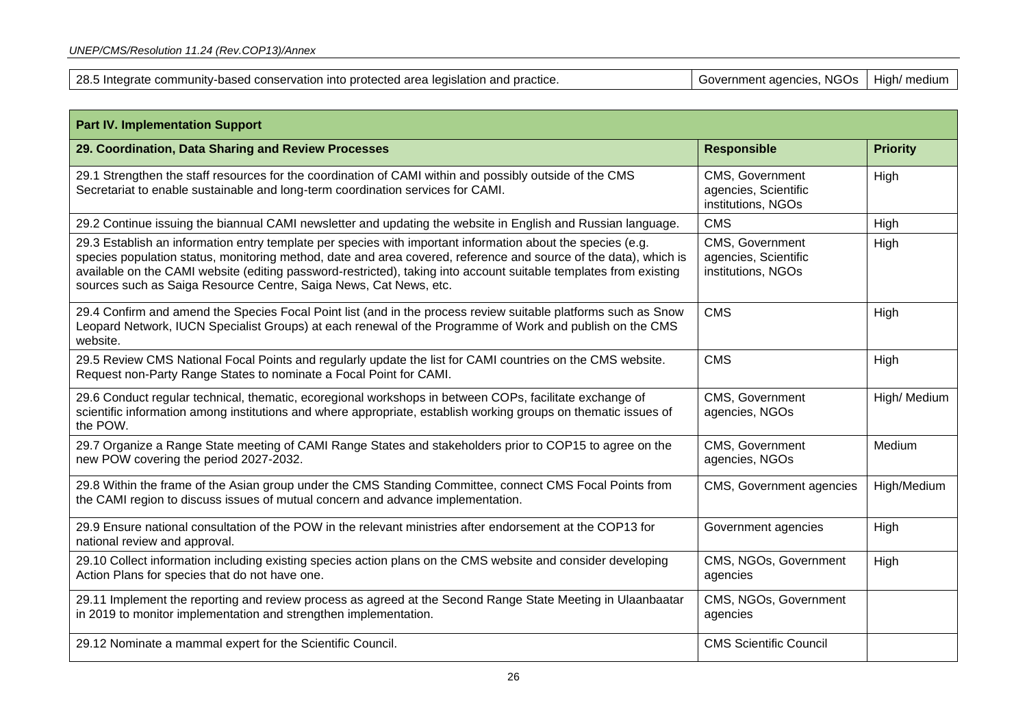| | | |
|---|---|---|
| 28.5 Integrate community-based conservation into protected area legislation and practice. | Government agencies, NGOs | High/ medium |

| **Part IV. Implementation Support** | | |
|---|---|---|
| **29. Coordination, Data Sharing and Review Processes** | **Responsible** | **Priority** |
| 29.1 Strengthen the staff resources for the coordination of CAMI within and possibly outside of the CMS Secretariat to enable sustainable and long-term coordination services for CAMI. | CMS, Government agencies, Scientific institutions, NGOs | High |
| 29.2 Continue issuing the biannual CAMI newsletter and updating the website in English and Russian language. | CMS | High |
| 29.3 Establish an information entry template per species with important information about the species (e.g. species population status, monitoring method, date and area covered, reference and source of the data), which is available on the CAMI website (editing password-restricted), taking into account suitable templates from existing sources such as Saiga Resource Centre, Saiga News, Cat News, etc. | CMS, Government agencies, Scientific institutions, NGOs | High |
| 29.4 Confirm and amend the Species Focal Point list (and in the process review suitable platforms such as Snow Leopard Network, IUCN Specialist Groups) at each renewal of the Programme of Work and publish on the CMS website. | CMS | High |
| 29.5 Review CMS National Focal Points and regularly update the list for CAMI countries on the CMS website. Request non-Party Range States to nominate a Focal Point for CAMI. | CMS | High |
| 29.6 Conduct regular technical, thematic, ecoregional workshops in between COPs, facilitate exchange of scientific information among institutions and where appropriate, establish working groups on thematic issues of the POW. | CMS, Government agencies, NGOs | High/ Medium |
| 29.7 Organize a Range State meeting of CAMI Range States and stakeholders prior to COP15 to agree on the new POW covering the period 2027-2032. | CMS, Government agencies, NGOs | Medium |
| 29.8 Within the frame of the Asian group under the CMS Standing Committee, connect CMS Focal Points from the CAMI region to discuss issues of mutual concern and advance implementation. | CMS, Government agencies | High/Medium |
| 29.9 Ensure national consultation of the POW in the relevant ministries after endorsement at the COP13 for national review and approval. | Government agencies | High |
| 29.10 Collect information including existing species action plans on the CMS website and consider developing Action Plans for species that do not have one. | CMS, NGOs, Government agencies | High |
| 29.11 Implement the reporting and review process as agreed at the Second Range State Meeting in Ulaanbaatar in 2019 to monitor implementation and strengthen implementation. | CMS, NGOs, Government agencies | |
| 29.12 Nominate a mammal expert for the Scientific Council. | CMS Scientific Council | |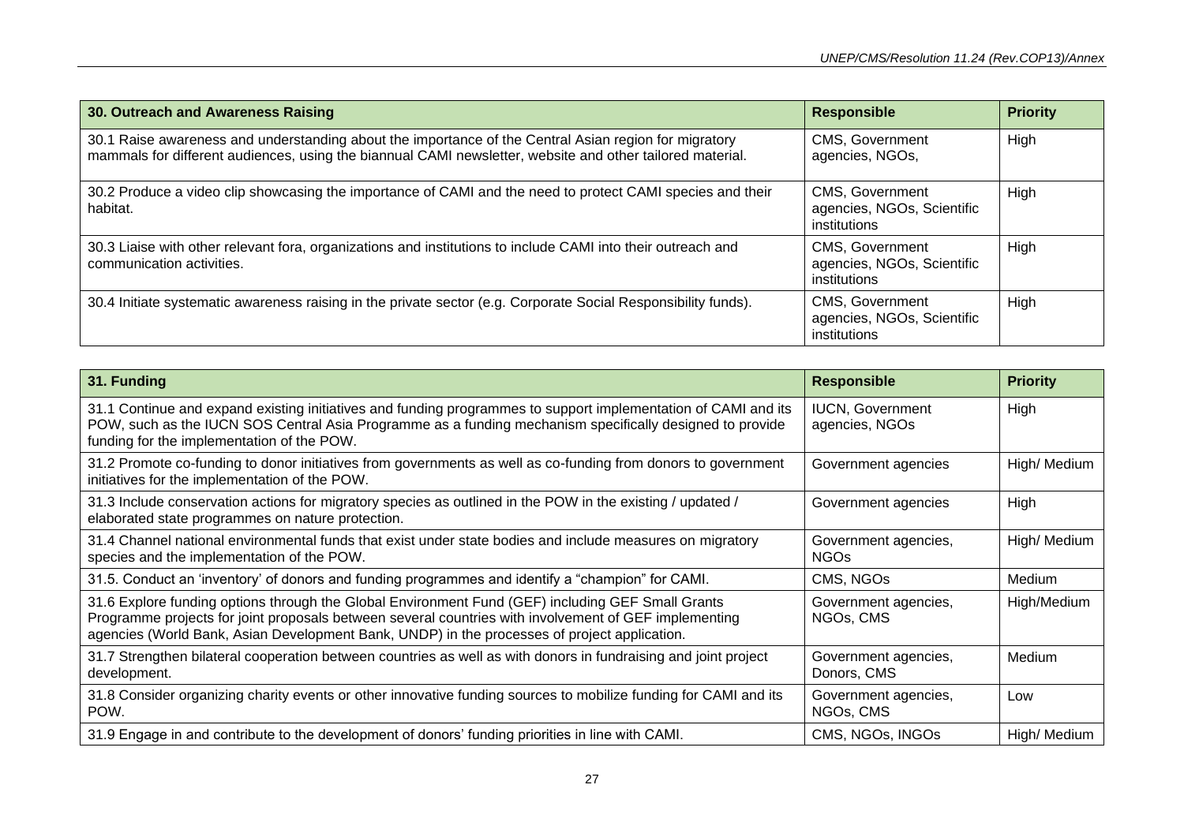| 30. Outreach and Awareness Raising | Responsible | Priority |
|---|---|---|
| 30.1 Raise awareness and understanding about the importance of the Central Asian region for migratory mammals for different audiences, using the biannual CAMI newsletter, website and other tailored material. | CMS, Government agencies, NGOs, | High |
| 30.2 Produce a video clip showcasing the importance of CAMI and the need to protect CAMI species and their habitat. | CMS, Government agencies, NGOs, Scientific institutions | High |
| 30.3 Liaise with other relevant fora, organizations and institutions to include CAMI into their outreach and communication activities. | CMS, Government agencies, NGOs, Scientific institutions | High |
| 30.4 Initiate systematic awareness raising in the private sector (e.g. Corporate Social Responsibility funds). | CMS, Government agencies, NGOs, Scientific institutions | High |

| 31. Funding | Responsible | Priority |
|---|---|---|
| 31.1 Continue and expand existing initiatives and funding programmes to support implementation of CAMI and its POW, such as the IUCN SOS Central Asia Programme as a funding mechanism specifically designed to provide funding for the implementation of the POW. | IUCN, Government agencies, NGOs | High |
| 31.2 Promote co-funding to donor initiatives from governments as well as co-funding from donors to government initiatives for the implementation of the POW. | Government agencies | High/ Medium |
| 31.3 Include conservation actions for migratory species as outlined in the POW in the existing / updated / elaborated state programmes on nature protection. | Government agencies | High |
| 31.4 Channel national environmental funds that exist under state bodies and include measures on migratory species and the implementation of the POW. | Government agencies, NGOs | High/ Medium |
| 31.5. Conduct an 'inventory' of donors and funding programmes and identify a "champion" for CAMI. | CMS, NGOs | Medium |
| 31.6 Explore funding options through the Global Environment Fund (GEF) including GEF Small Grants Programme projects for joint proposals between several countries with involvement of GEF implementing agencies (World Bank, Asian Development Bank, UNDP) in the processes of project application. | Government agencies, NGOs, CMS | High/Medium |
| 31.7 Strengthen bilateral cooperation between countries as well as with donors in fundraising and joint project development. | Government agencies, Donors, CMS | Medium |
| 31.8 Consider organizing charity events or other innovative funding sources to mobilize funding for CAMI and its POW. | Government agencies, NGOs, CMS | Low |
| 31.9 Engage in and contribute to the development of donors' funding priorities in line with CAMI. | CMS, NGOs, INGOs | High/ Medium |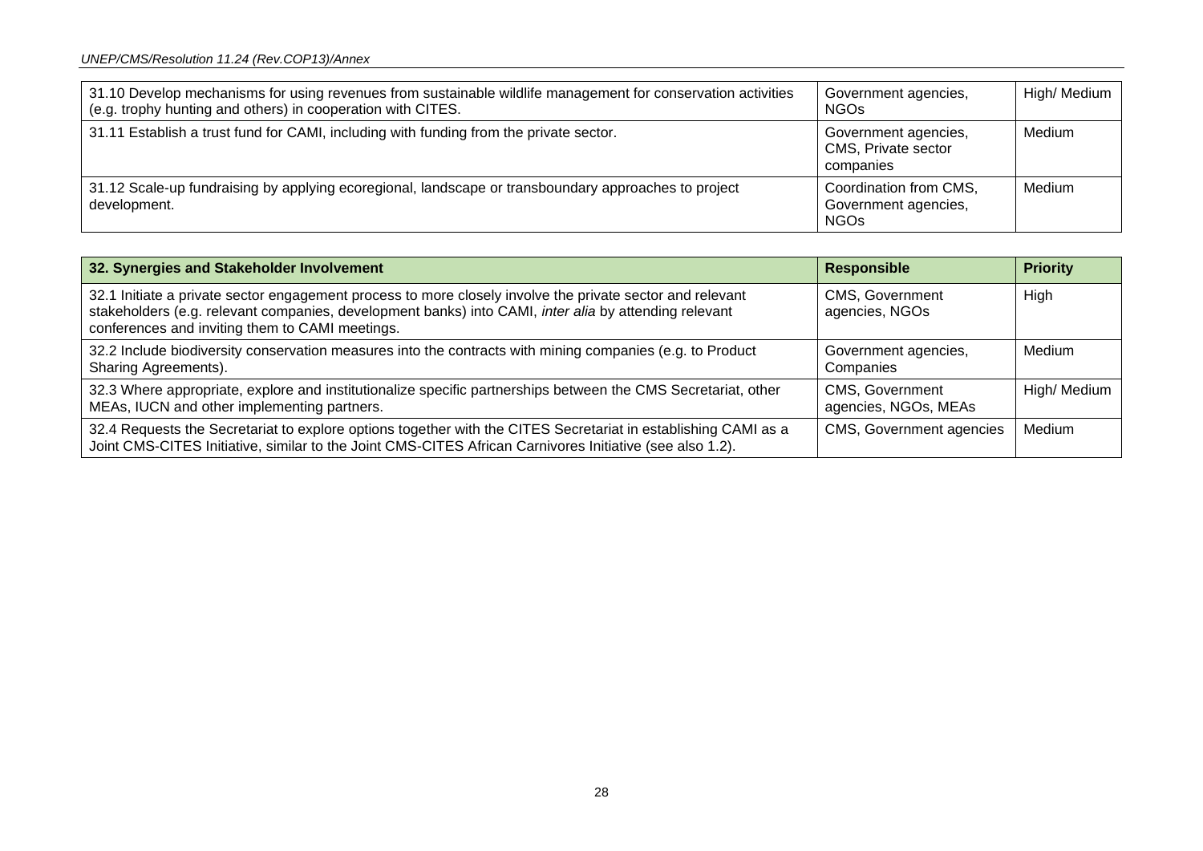| | | |
|---|---|---|
| 31.10 Develop mechanisms for using revenues from sustainable wildlife management for conservation activities (e.g. trophy hunting and others) in cooperation with CITES. | Government agencies, NGOs | High/ Medium |
| 31.11 Establish a trust fund for CAMI, including with funding from the private sector. | Government agencies, CMS, Private sector companies | Medium |
| 31.12 Scale-up fundraising by applying ecoregional, landscape or transboundary approaches to project development. | Coordination from CMS, Government agencies, NGOs | Medium |

| **32. Synergies and Stakeholder Involvement** | **Responsible** | **Priority** |
|---|---|---|
| 32.1 Initiate a private sector engagement process to more closely involve the private sector and relevant stakeholders (e.g. relevant companies, development banks) into CAMI, *inter alia* by attending relevant conferences and inviting them to CAMI meetings. | CMS, Government agencies, NGOs | High |
| 32.2 Include biodiversity conservation measures into the contracts with mining companies (e.g. to Product Sharing Agreements). | Government agencies, Companies | Medium |
| 32.3 Where appropriate, explore and institutionalize specific partnerships between the CMS Secretariat, other MEAs, IUCN and other implementing partners. | CMS, Government agencies, NGOs, MEAs | High/ Medium |
| 32.4 Requests the Secretariat to explore options together with the CITES Secretariat in establishing CAMI as a Joint CMS-CITES Initiative, similar to the Joint CMS-CITES African Carnivores Initiative (see also 1.2). | CMS, Government agencies | Medium |